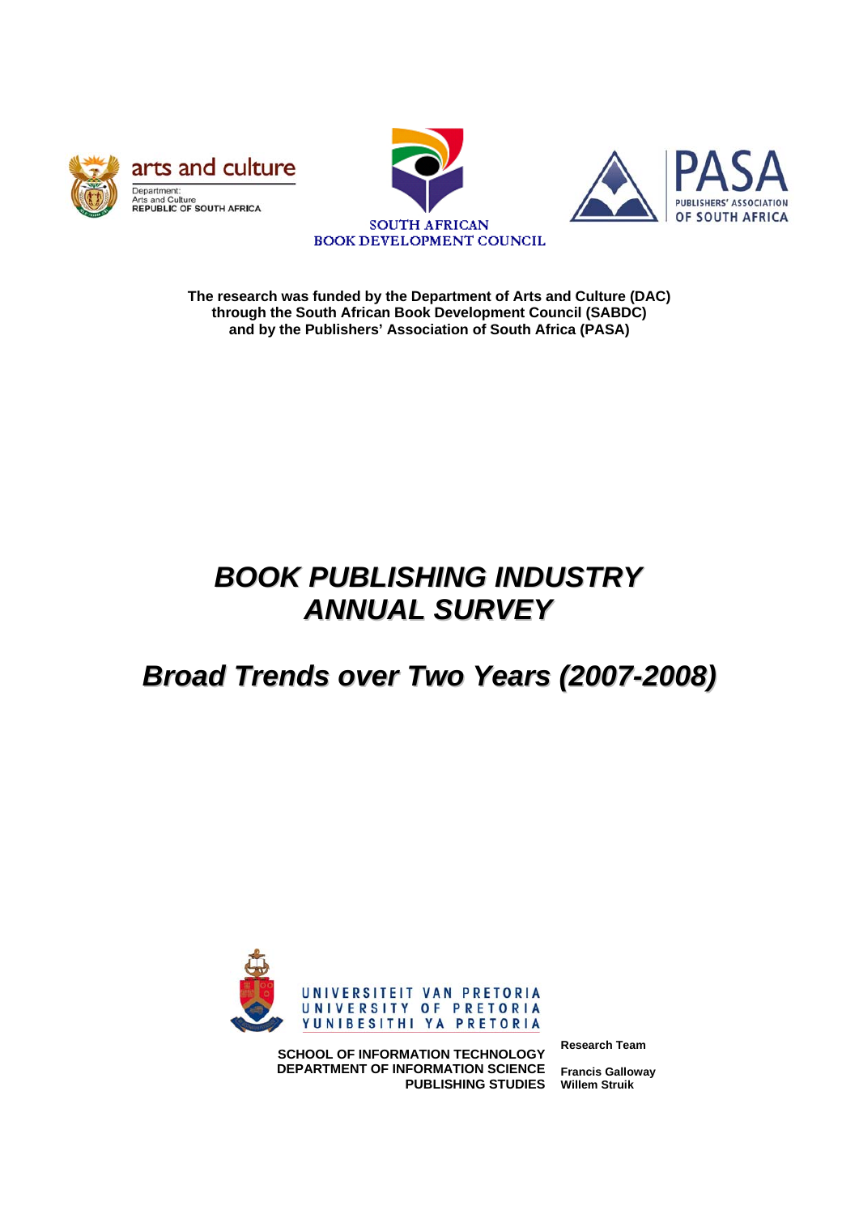arts and culture

Department:
Arts and Culture
REPUBLIC OF SOUTH AFRICA

SOUTH AFRICAN
BOOK DEVELOPMENT COUNCIL

PASA
PUBLISHERS' ASSOCIATION
OF SOUTH AFRICA

**The research was funded by the Department of Arts and Culture (DAC)**
**through the South African Book Development Council (SABDC)**
**and by the Publishers' Association of South Africa (PASA)**

# *BOOK PUBLISHING INDUSTRY ANNUAL SURVEY*

## *Broad Trends over Two Years (2007-2008)*

UNIVERSITEIT VAN PRETORIA
UNIVERSITY OF PRETORIA
YUNIBESITHI YA PRETORIA

**SCHOOL OF INFORMATION TECHNOLOGY**
**DEPARTMENT OF INFORMATION SCIENCE**
**PUBLISHING STUDIES**

**Research Team**

**Francis Galloway**
**Willem Struik**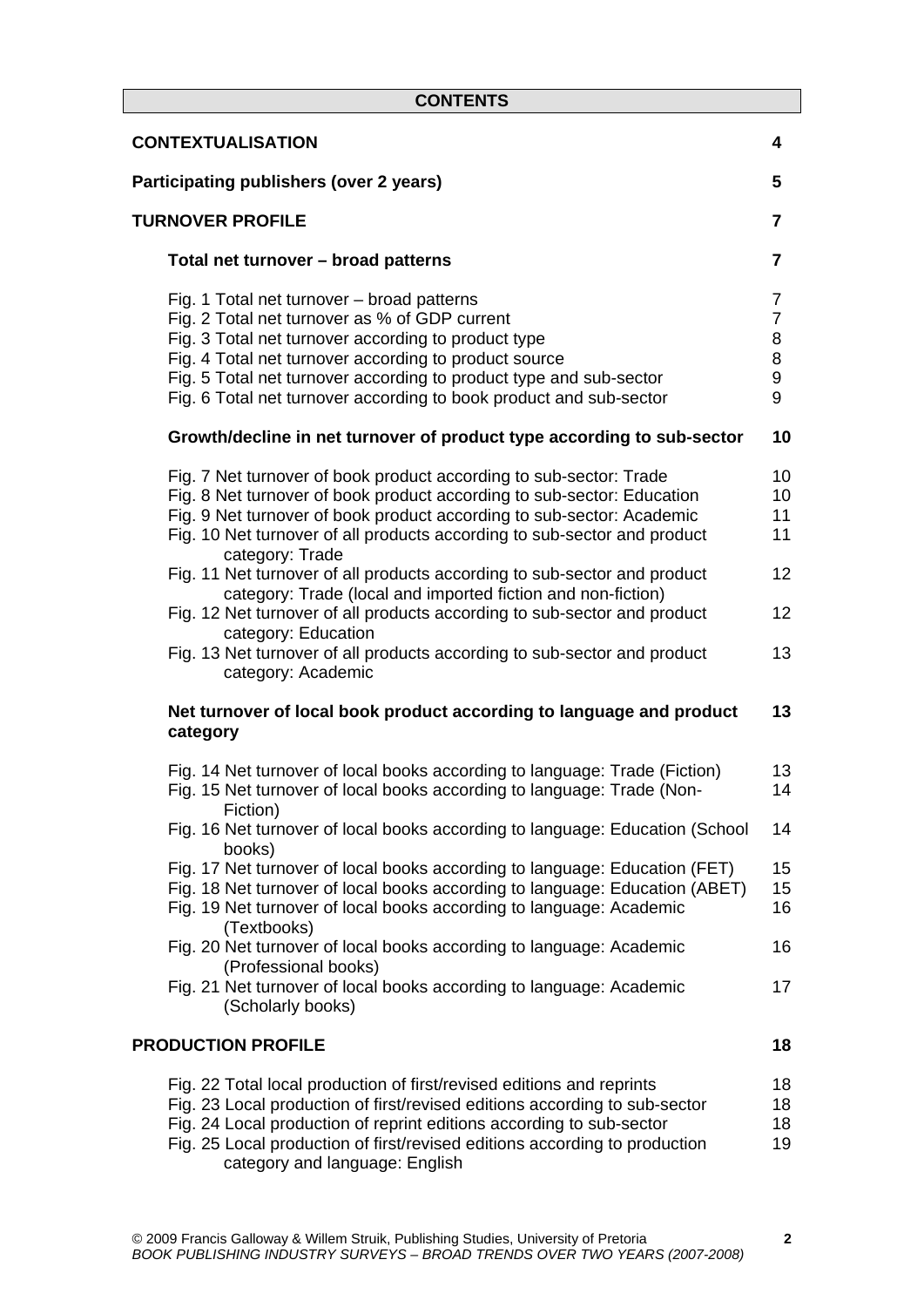# CONTENTS

| | |
|---|---|
| **CONTEXTUALISATION** | **4** |
| **Participating publishers (over 2 years)** | **5** |
| **TURNOVER PROFILE** | **7** |
| **Total net turnover – broad patterns** | **7** |
| Fig. 1 Total net turnover – broad patterns | 7 |
| Fig. 2 Total net turnover as % of GDP current | 7 |
| Fig. 3 Total net turnover according to product type | 8 |
| Fig. 4 Total net turnover according to product source | 8 |
| Fig. 5 Total net turnover according to product type and sub-sector | 9 |
| Fig. 6 Total net turnover according to book product and sub-sector | 9 |
| **Growth/decline in net turnover of product type according to sub-sector** | **10** |
| Fig. 7 Net turnover of book product according to sub-sector: Trade | 10 |
| Fig. 8 Net turnover of book product according to sub-sector: Education | 10 |
| Fig. 9 Net turnover of book product according to sub-sector: Academic | 11 |
| Fig. 10 Net turnover of all products according to sub-sector and product category: Trade | 11 |
| Fig. 11 Net turnover of all products according to sub-sector and product category: Trade (local and imported fiction and non-fiction) | 12 |
| Fig. 12 Net turnover of all products according to sub-sector and product category: Education | 12 |
| Fig. 13 Net turnover of all products according to sub-sector and product category: Academic | 13 |
| **Net turnover of local book product according to language and product category** | **13** |
| Fig. 14 Net turnover of local books according to language: Trade (Fiction) | 13 |
| Fig. 15 Net turnover of local books according to language: Trade (Non-Fiction) | 14 |
| Fig. 16 Net turnover of local books according to language: Education (School books) | 14 |
| Fig. 17 Net turnover of local books according to language: Education (FET) | 15 |
| Fig. 18 Net turnover of local books according to language: Education (ABET) | 15 |
| Fig. 19 Net turnover of local books according to language: Academic (Textbooks) | 16 |
| Fig. 20 Net turnover of local books according to language: Academic (Professional books) | 16 |
| Fig. 21 Net turnover of local books according to language: Academic (Scholarly books) | 17 |
| **PRODUCTION PROFILE** | **18** |
| Fig. 22 Total local production of first/revised editions and reprints | 18 |
| Fig. 23 Local production of first/revised editions according to sub-sector | 18 |
| Fig. 24 Local production of reprint editions according to sub-sector | 18 |
| Fig. 25 Local production of first/revised editions according to production category and language: English | 19 |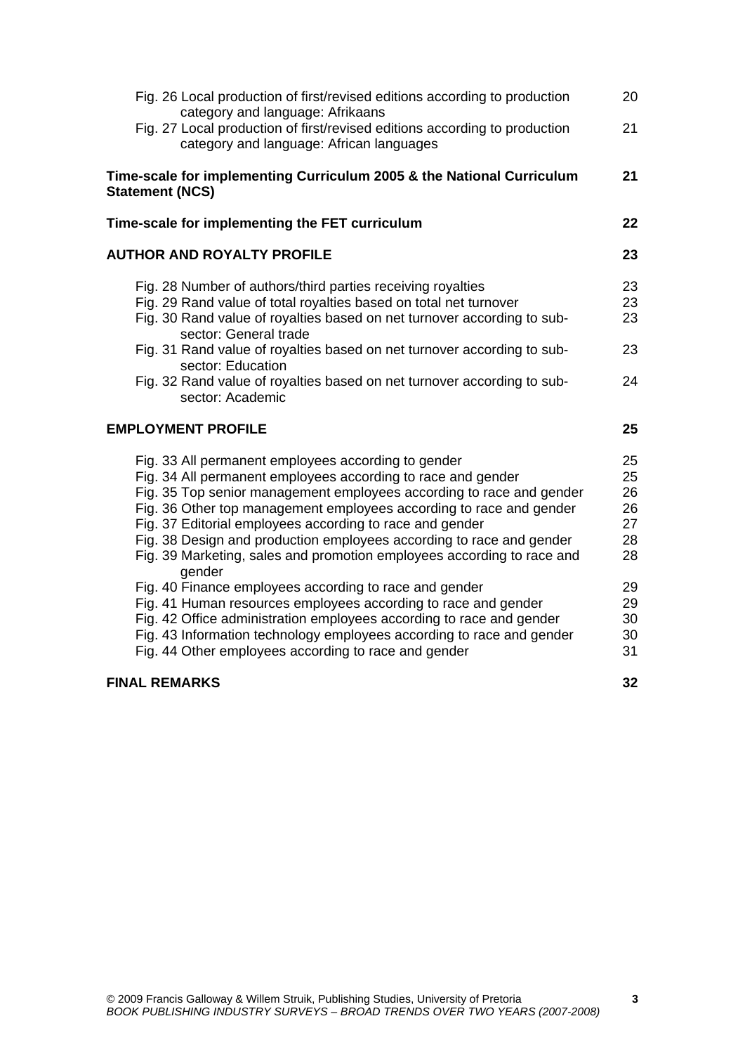Fig. 26 Local production of first/revised editions according to production category and language: Afrikaans 20

Fig. 27 Local production of first/revised editions according to production category and language: African languages 21

**Time-scale for implementing Curriculum 2005 & the National Curriculum Statement (NCS) 21**

**Time-scale for implementing the FET curriculum 22**

**AUTHOR AND ROYALTY PROFILE 23**

Fig. 28 Number of authors/third parties receiving royalties 23

Fig. 29 Rand value of total royalties based on total net turnover 23

Fig. 30 Rand value of royalties based on net turnover according to sub-sector: General trade 23

Fig. 31 Rand value of royalties based on net turnover according to sub-sector: Education 23

Fig. 32 Rand value of royalties based on net turnover according to sub-sector: Academic 24

**EMPLOYMENT PROFILE 25**

Fig. 33 All permanent employees according to gender 25

Fig. 34 All permanent employees according to race and gender 25

Fig. 35 Top senior management employees according to race and gender 26

Fig. 36 Other top management employees according to race and gender 26

Fig. 37 Editorial employees according to race and gender 27

Fig. 38 Design and production employees according to race and gender 28

Fig. 39 Marketing, sales and promotion employees according to race and gender 28

Fig. 40 Finance employees according to race and gender 29

Fig. 41 Human resources employees according to race and gender 29

Fig. 42 Office administration employees according to race and gender 30

Fig. 43 Information technology employees according to race and gender 30

Fig. 44 Other employees according to race and gender 31

**FINAL REMARKS 32**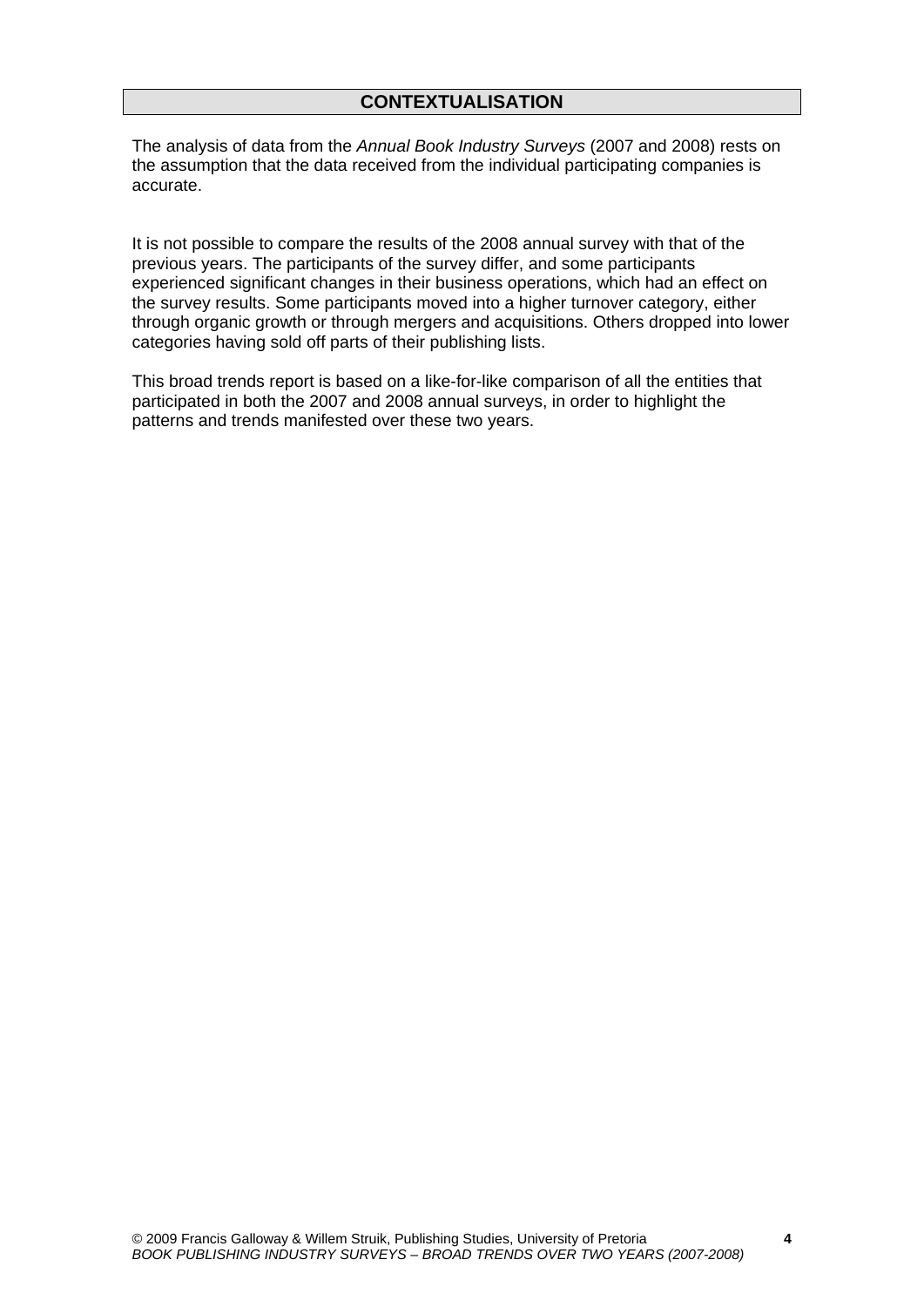## CONTEXTUALISATION

The analysis of data from the *Annual Book Industry Surveys* (2007 and 2008) rests on the assumption that the data received from the individual participating companies is accurate.

It is not possible to compare the results of the 2008 annual survey with that of the previous years. The participants of the survey differ, and some participants experienced significant changes in their business operations, which had an effect on the survey results. Some participants moved into a higher turnover category, either through organic growth or through mergers and acquisitions. Others dropped into lower categories having sold off parts of their publishing lists.

This broad trends report is based on a like-for-like comparison of all the entities that participated in both the 2007 and 2008 annual surveys, in order to highlight the patterns and trends manifested over these two years.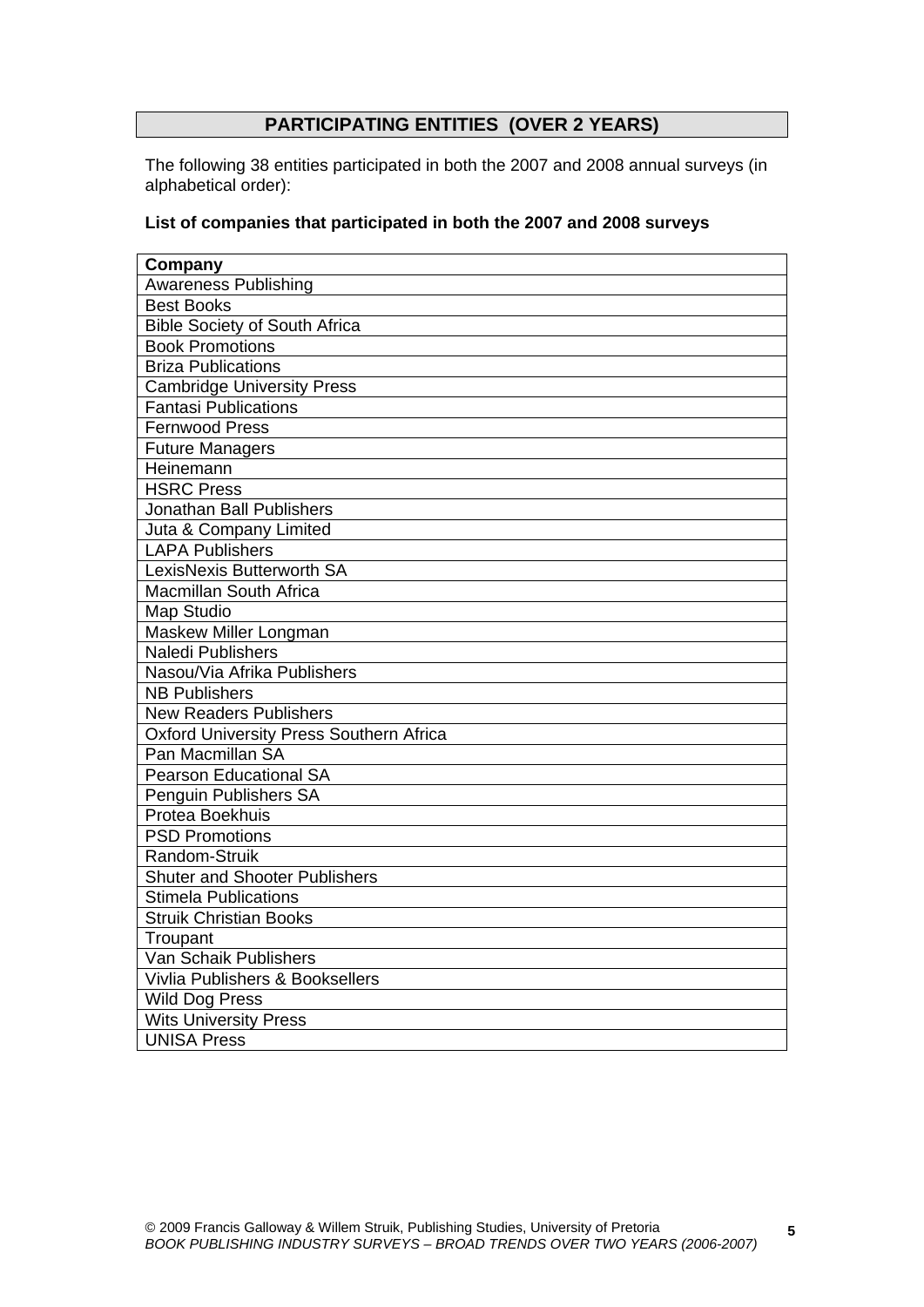## PARTICIPATING ENTITIES (OVER 2 YEARS)

The following 38 entities participated in both the 2007 and 2008 annual surveys (in alphabetical order):

**List of companies that participated in both the 2007 and 2008 surveys**

| Company |
|---|
| Awareness Publishing |
| Best Books |
| Bible Society of South Africa |
| Book Promotions |
| Briza Publications |
| Cambridge University Press |
| Fantasi Publications |
| Fernwood Press |
| Future Managers |
| Heinemann |
| HSRC Press |
| Jonathan Ball Publishers |
| Juta & Company Limited |
| LAPA Publishers |
| LexisNexis Butterworth SA |
| Macmillan South Africa |
| Map Studio |
| Maskew Miller Longman |
| Naledi Publishers |
| Nasou/Via Afrika Publishers |
| NB Publishers |
| New Readers Publishers |
| Oxford University Press Southern Africa |
| Pan Macmillan SA |
| Pearson Educational SA |
| Penguin Publishers SA |
| Protea Boekhuis |
| PSD Promotions |
| Random-Struik |
| Shuter and Shooter Publishers |
| Stimela Publications |
| Struik Christian Books |
| Troupant |
| Van Schaik Publishers |
| Vivlia Publishers & Booksellers |
| Wild Dog Press |
| Wits University Press |
| UNISA Press |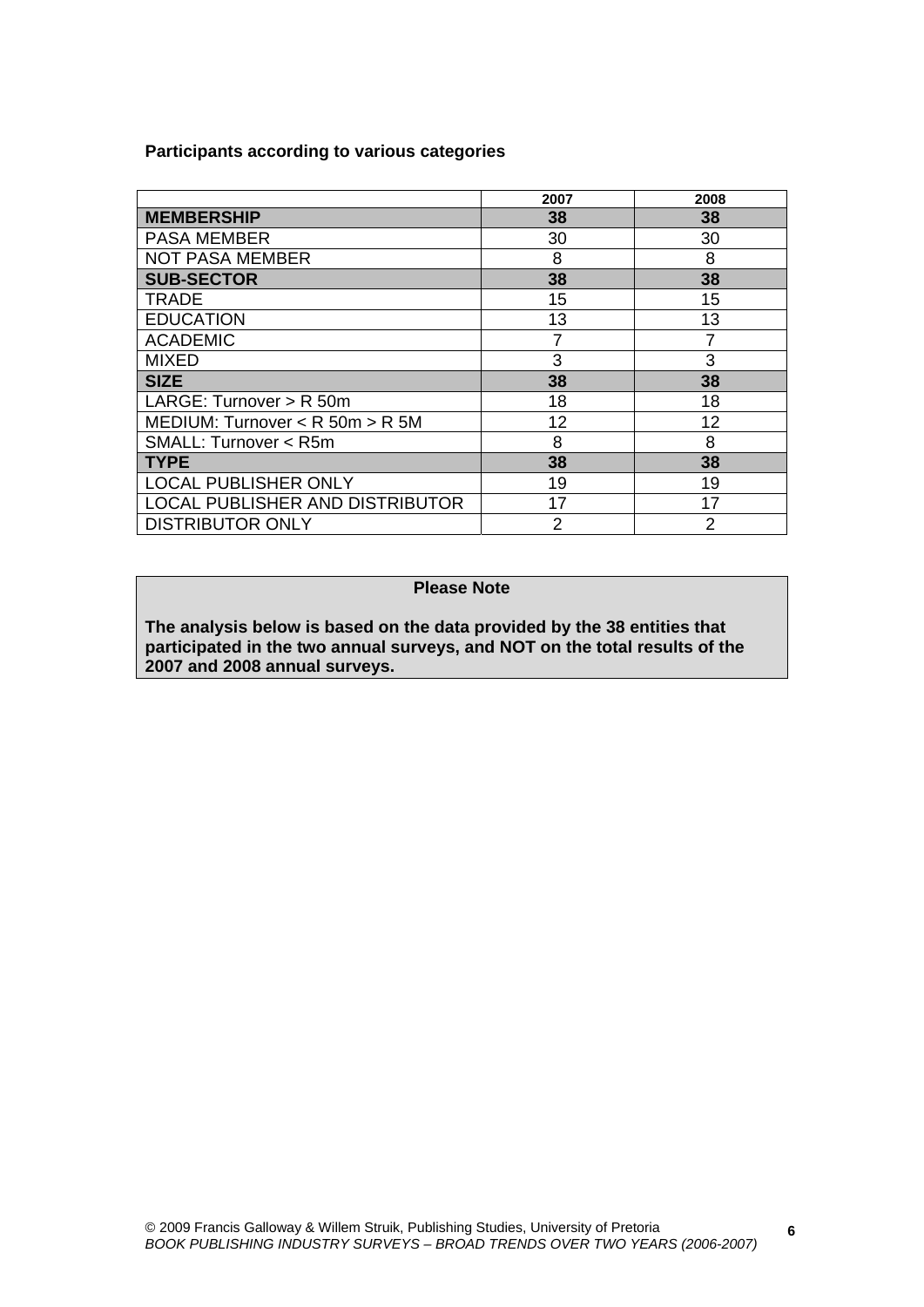**Participants according to various categories**

| | 2007 | 2008 |
|---|---|---|
| **MEMBERSHIP** | **38** | **38** |
| PASA MEMBER | 30 | 30 |
| NOT PASA MEMBER | 8 | 8 |
| **SUB-SECTOR** | **38** | **38** |
| TRADE | 15 | 15 |
| EDUCATION | 13 | 13 |
| ACADEMIC | 7 | 7 |
| MIXED | 3 | 3 |
| **SIZE** | **38** | **38** |
| LARGE: Turnover > R 50m | 18 | 18 |
| MEDIUM: Turnover < R 50m > R 5M | 12 | 12 |
| SMALL: Turnover < R5m | 8 | 8 |
| **TYPE** | **38** | **38** |
| LOCAL PUBLISHER ONLY | 19 | 19 |
| LOCAL PUBLISHER AND DISTRIBUTOR | 17 | 17 |
| DISTRIBUTOR ONLY | 2 | 2 |

**Please Note**

**The analysis below is based on the data provided by the 38 entities that participated in the two annual surveys, and NOT on the total results of the 2007 and 2008 annual surveys.**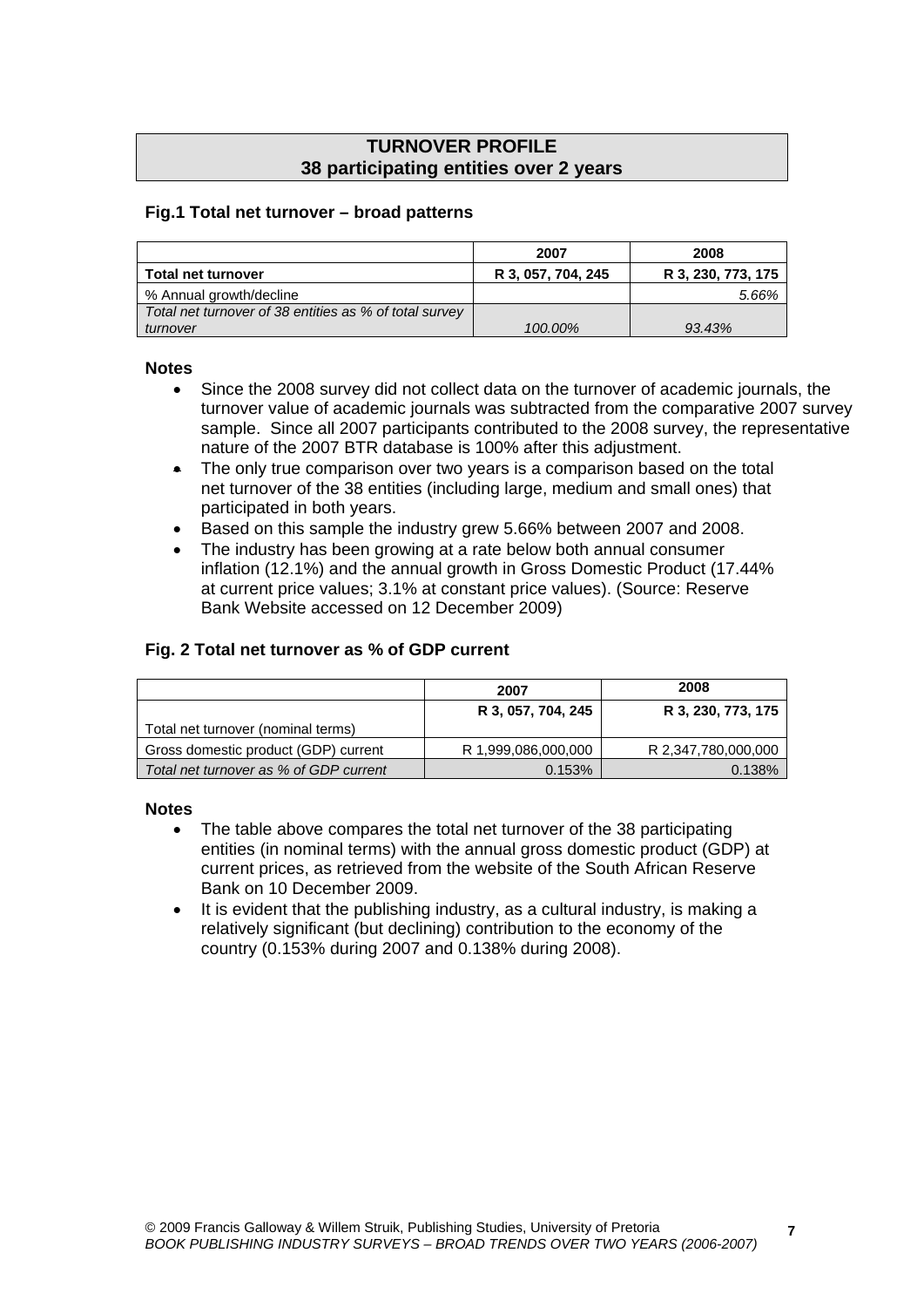## TURNOVER PROFILE
## 38 participating entities over 2 years

### Fig.1 Total net turnover – broad patterns

| | 2007 | 2008 |
|---|---|---|
| **Total net turnover** | **R 3, 057, 704, 245** | **R 3, 230, 773, 175** |
| % Annual growth/decline | | *5.66%* |
| *Total net turnover of 38 entities as % of total survey turnover* | *100.00%* | *93.43%* |

**Notes**

- Since the 2008 survey did not collect data on the turnover of academic journals, the turnover value of academic journals was subtracted from the comparative 2007 survey sample. Since all 2007 participants contributed to the 2008 survey, the representative nature of the 2007 BTR database is 100% after this adjustment.
- The only true comparison over two years is a comparison based on the total net turnover of the 38 entities (including large, medium and small ones) that participated in both years.
- Based on this sample the industry grew 5.66% between 2007 and 2008.
- The industry has been growing at a rate below both annual consumer inflation (12.1%) and the annual growth in Gross Domestic Product (17.44% at current price values; 3.1% at constant price values). (Source: Reserve Bank Website accessed on 12 December 2009)

### Fig. 2 Total net turnover as % of GDP current

| | 2007 | 2008 |
|---|---|---|
| Total net turnover (nominal terms) | **R 3, 057, 704, 245** | **R 3, 230, 773, 175** |
| Gross domestic product (GDP) current | R 1,999,086,000,000 | R 2,347,780,000,000 |
| *Total net turnover as % of GDP current* | 0.153% | 0.138% |

**Notes**

- The table above compares the total net turnover of the 38 participating entities (in nominal terms) with the annual gross domestic product (GDP) at current prices, as retrieved from the website of the South African Reserve Bank on 10 December 2009.
- It is evident that the publishing industry, as a cultural industry, is making a relatively significant (but declining) contribution to the economy of the country (0.153% during 2007 and 0.138% during 2008).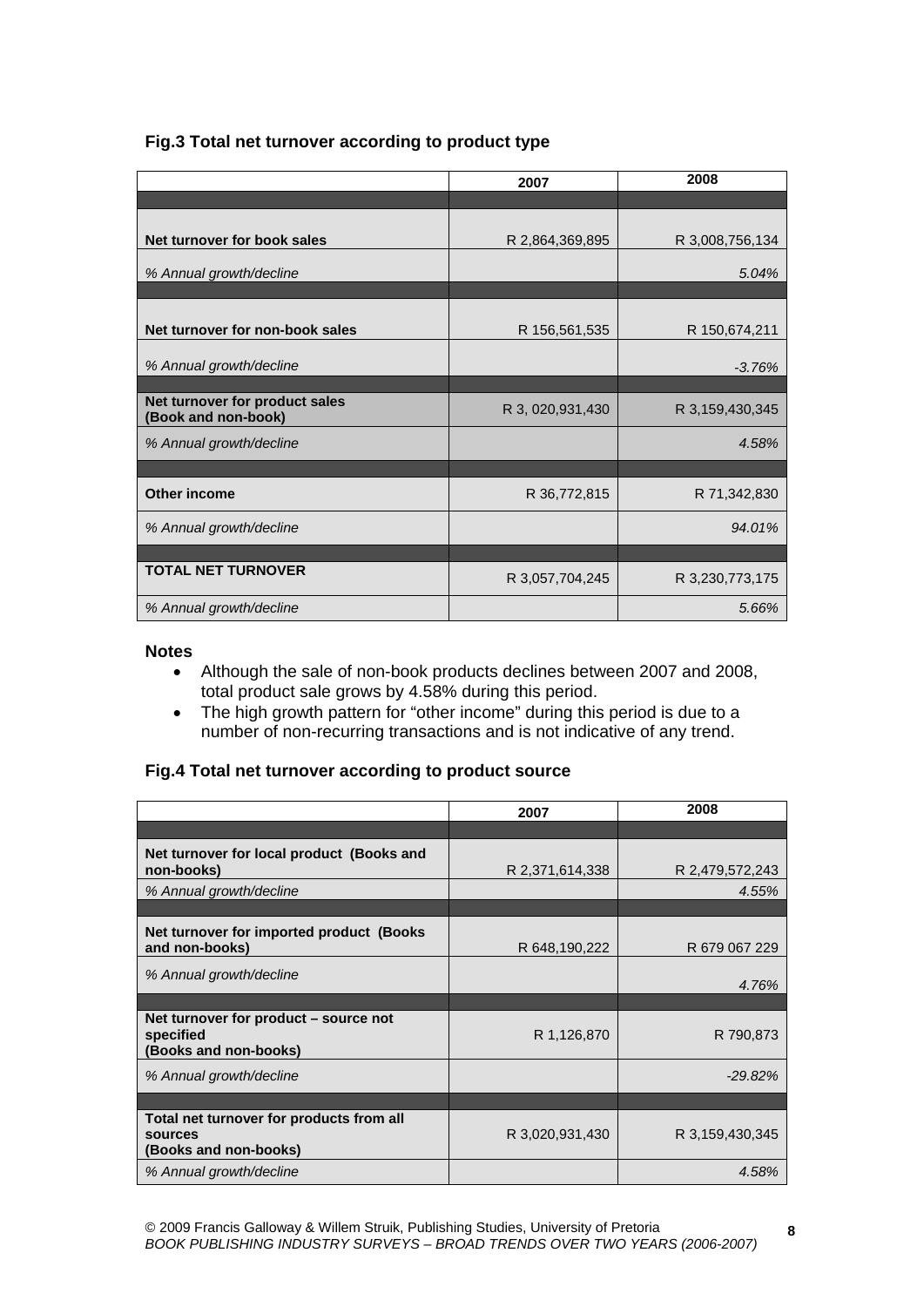### Fig.3 Total net turnover according to product type

| | 2007 | 2008 |
|---|---|---|
| **Net turnover for book sales** | R 2,864,369,895 | R 3,008,756,134 |
| *% Annual growth/decline* | | *5.04%* |
| **Net turnover for non-book sales** | R 156,561,535 | R 150,674,211 |
| *% Annual growth/decline* | | *-3.76%* |
| **Net turnover for product sales (Book and non-book)** | R 3, 020,931,430 | R 3,159,430,345 |
| *% Annual growth/decline* | | *4.58%* |
| **Other income** | R 36,772,815 | R 71,342,830 |
| *% Annual growth/decline* | | *94.01%* |
| **TOTAL NET TURNOVER** | R 3,057,704,245 | R 3,230,773,175 |
| *% Annual growth/decline* | | *5.66%* |

**Notes**

- Although the sale of non-book products declines between 2007 and 2008, total product sale grows by 4.58% during this period.
- The high growth pattern for "other income" during this period is due to a number of non-recurring transactions and is not indicative of any trend.

### Fig.4 Total net turnover according to product source

| | 2007 | 2008 |
|---|---|---|
| **Net turnover for local product (Books and non-books)** | R 2,371,614,338 | R 2,479,572,243 |
| *% Annual growth/decline* | | *4.55%* |
| **Net turnover for imported product (Books and non-books)** | R 648,190,222 | R 679 067 229 |
| *% Annual growth/decline* | | *4.76%* |
| **Net turnover for product – source not specified (Books and non-books)** | R 1,126,870 | R 790,873 |
| *% Annual growth/decline* | | *-29.82%* |
| **Total net turnover for products from all sources (Books and non-books)** | R 3,020,931,430 | R 3,159,430,345 |
| *% Annual growth/decline* | | *4.58%* |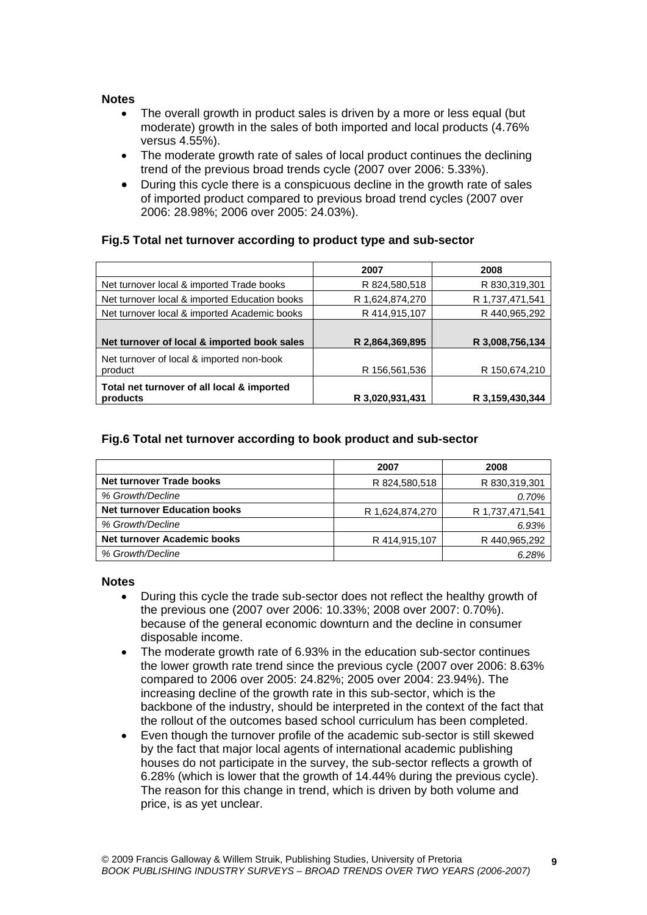**Notes**

- The overall growth in product sales is driven by a more or less equal (but moderate) growth in the sales of both imported and local products (4.76% versus 4.55%).
- The moderate growth rate of sales of local product continues the declining trend of the previous broad trends cycle (2007 over 2006: 5.33%).
- During this cycle there is a conspicuous decline in the growth rate of sales of imported product compared to previous broad trend cycles (2007 over 2006: 28.98%; 2006 over 2005: 24.03%).

### Fig.5 Total net turnover according to product type and sub-sector

| | 2007 | 2008 |
|---|---|---|
| Net turnover local & imported Trade books | R 824,580,518 | R 830,319,301 |
| Net turnover local & imported Education books | R 1,624,874,270 | R 1,737,471,541 |
| Net turnover local & imported Academic books | R 414,915,107 | R 440,965,292 |
| **Net turnover of local & imported book sales** | **R 2,864,369,895** | **R 3,008,756,134** |
| Net turnover of local & imported non-book product | R 156,561,536 | R 150,674,210 |
| **Total net turnover of all local & imported products** | **R 3,020,931,431** | **R 3,159,430,344** |

### Fig.6 Total net turnover according to book product and sub-sector

| | 2007 | 2008 |
|---|---|---|
| **Net turnover Trade books** | R 824,580,518 | R 830,319,301 |
| *% Growth/Decline* | | *0.70%* |
| **Net turnover Education books** | R 1,624,874,270 | R 1,737,471,541 |
| *% Growth/Decline* | | *6.93%* |
| **Net turnover Academic books** | R 414,915,107 | R 440,965,292 |
| *% Growth/Decline* | | *6.28%* |

**Notes**

- During this cycle the trade sub-sector does not reflect the healthy growth of the previous one (2007 over 2006: 10.33%; 2008 over 2007: 0.70%). because of the general economic downturn and the decline in consumer disposable income.
- The moderate growth rate of 6.93% in the education sub-sector continues the lower growth rate trend since the previous cycle (2007 over 2006: 8.63% compared to 2006 over 2005: 24.82%; 2005 over 2004: 23.94%). The increasing decline of the growth rate in this sub-sector, which is the backbone of the industry, should be interpreted in the context of the fact that the rollout of the outcomes based school curriculum has been completed.
- Even though the turnover profile of the academic sub-sector is still skewed by the fact that major local agents of international academic publishing houses do not participate in the survey, the sub-sector reflects a growth of 6.28% (which is lower that the growth of 14.44% during the previous cycle). The reason for this change in trend, which is driven by both volume and price, is as yet unclear.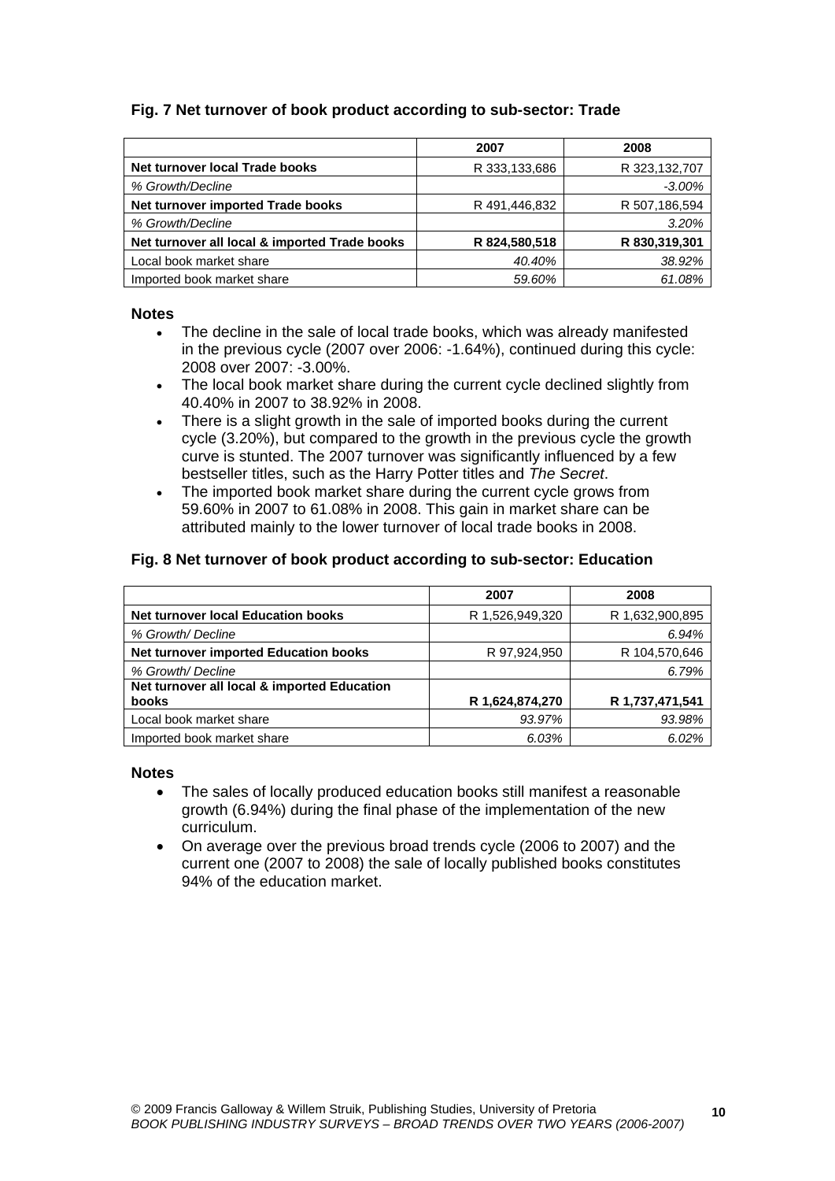### Fig. 7 Net turnover of book product according to sub-sector: Trade

| | 2007 | 2008 |
|---|---|---|
| **Net turnover local Trade books** | R 333,133,686 | R 323,132,707 |
| *% Growth/Decline* | | *-3.00%* |
| **Net turnover imported Trade books** | R 491,446,832 | R 507,186,594 |
| *% Growth/Decline* | | *3.20%* |
| **Net turnover all local & imported Trade books** | **R 824,580,518** | **R 830,319,301** |
| Local book market share | *40.40%* | *38.92%* |
| Imported book market share | *59.60%* | *61.08%* |

**Notes**

- The decline in the sale of local trade books, which was already manifested in the previous cycle (2007 over 2006: -1.64%), continued during this cycle: 2008 over 2007: -3.00%.
- The local book market share during the current cycle declined slightly from 40.40% in 2007 to 38.92% in 2008.
- There is a slight growth in the sale of imported books during the current cycle (3.20%), but compared to the growth in the previous cycle the growth curve is stunted. The 2007 turnover was significantly influenced by a few bestseller titles, such as the Harry Potter titles and *The Secret*.
- The imported book market share during the current cycle grows from 59.60% in 2007 to 61.08% in 2008. This gain in market share can be attributed mainly to the lower turnover of local trade books in 2008.

### Fig. 8 Net turnover of book product according to sub-sector: Education

| | 2007 | 2008 |
|---|---|---|
| **Net turnover local Education books** | R 1,526,949,320 | R 1,632,900,895 |
| *% Growth/ Decline* | | *6.94%* |
| **Net turnover imported Education books** | R 97,924,950 | R 104,570,646 |
| *% Growth/ Decline* | | *6.79%* |
| **Net turnover all local & imported Education books** | **R 1,624,874,270** | **R 1,737,471,541** |
| Local book market share | *93.97%* | *93.98%* |
| Imported book market share | *6.03%* | *6.02%* |

**Notes**

- The sales of locally produced education books still manifest a reasonable growth (6.94%) during the final phase of the implementation of the new curriculum.
- On average over the previous broad trends cycle (2006 to 2007) and the current one (2007 to 2008) the sale of locally published books constitutes 94% of the education market.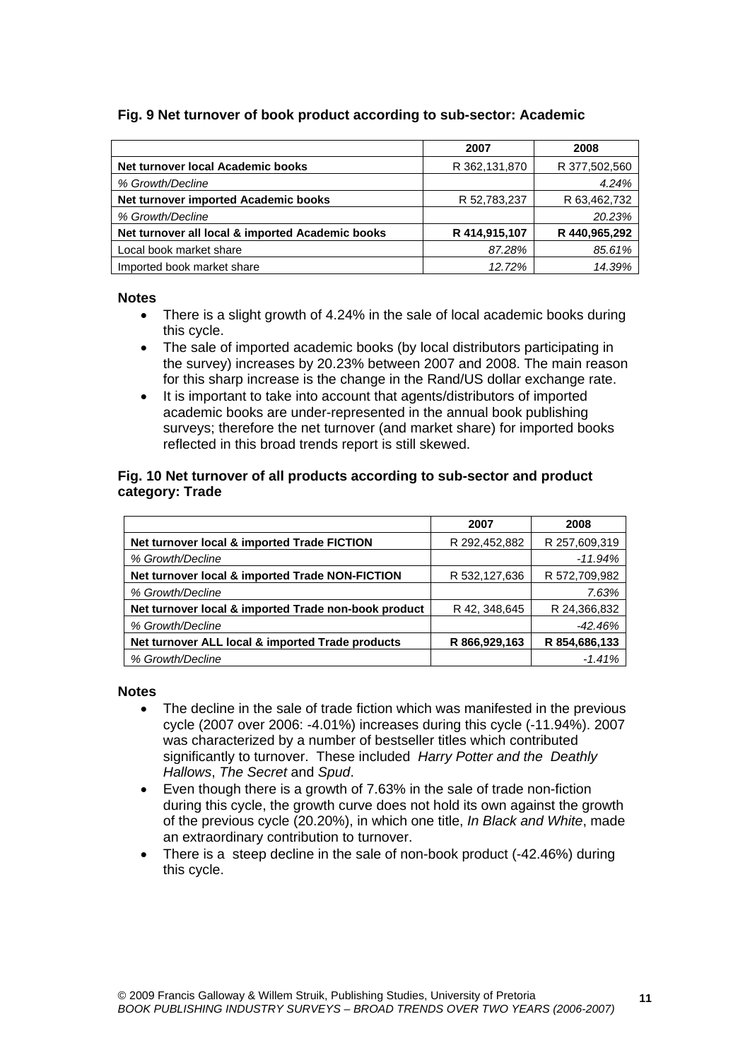### Fig. 9 Net turnover of book product according to sub-sector: Academic

| | 2007 | 2008 |
|---|---|---|
| **Net turnover local Academic books** | R 362,131,870 | R 377,502,560 |
| *% Growth/Decline* | | *4.24%* |
| **Net turnover imported Academic books** | R 52,783,237 | R 63,462,732 |
| *% Growth/Decline* | | *20.23%* |
| **Net turnover all local & imported Academic books** | **R 414,915,107** | **R 440,965,292** |
| Local book market share | *87.28%* | *85.61%* |
| Imported book market share | *12.72%* | *14.39%* |

**Notes**

- There is a slight growth of 4.24% in the sale of local academic books during this cycle.
- The sale of imported academic books (by local distributors participating in the survey) increases by 20.23% between 2007 and 2008. The main reason for this sharp increase is the change in the Rand/US dollar exchange rate.
- It is important to take into account that agents/distributors of imported academic books are under-represented in the annual book publishing surveys; therefore the net turnover (and market share) for imported books reflected in this broad trends report is still skewed.

### Fig. 10 Net turnover of all products according to sub-sector and product category: Trade

| | 2007 | 2008 |
|---|---|---|
| **Net turnover local & imported Trade FICTION** | R 292,452,882 | R 257,609,319 |
| *% Growth/Decline* | | *-11.94%* |
| **Net turnover local & imported Trade NON-FICTION** | R 532,127,636 | R 572,709,982 |
| *% Growth/Decline* | | *7.63%* |
| **Net turnover local & imported Trade non-book product** | R 42, 348,645 | R 24,366,832 |
| *% Growth/Decline* | | *-42.46%* |
| **Net turnover ALL local & imported Trade products** | **R 866,929,163** | **R 854,686,133** |
| *% Growth/Decline* | | *-1.41%* |

**Notes**

- The decline in the sale of trade fiction which was manifested in the previous cycle (2007 over 2006: -4.01%) increases during this cycle (-11.94%). 2007 was characterized by a number of bestseller titles which contributed significantly to turnover. These included *Harry Potter and the Deathly Hallows*, *The Secret* and *Spud*.
- Even though there is a growth of 7.63% in the sale of trade non-fiction during this cycle, the growth curve does not hold its own against the growth of the previous cycle (20.20%), in which one title, *In Black and White*, made an extraordinary contribution to turnover.
- There is a steep decline in the sale of non-book product (-42.46%) during this cycle.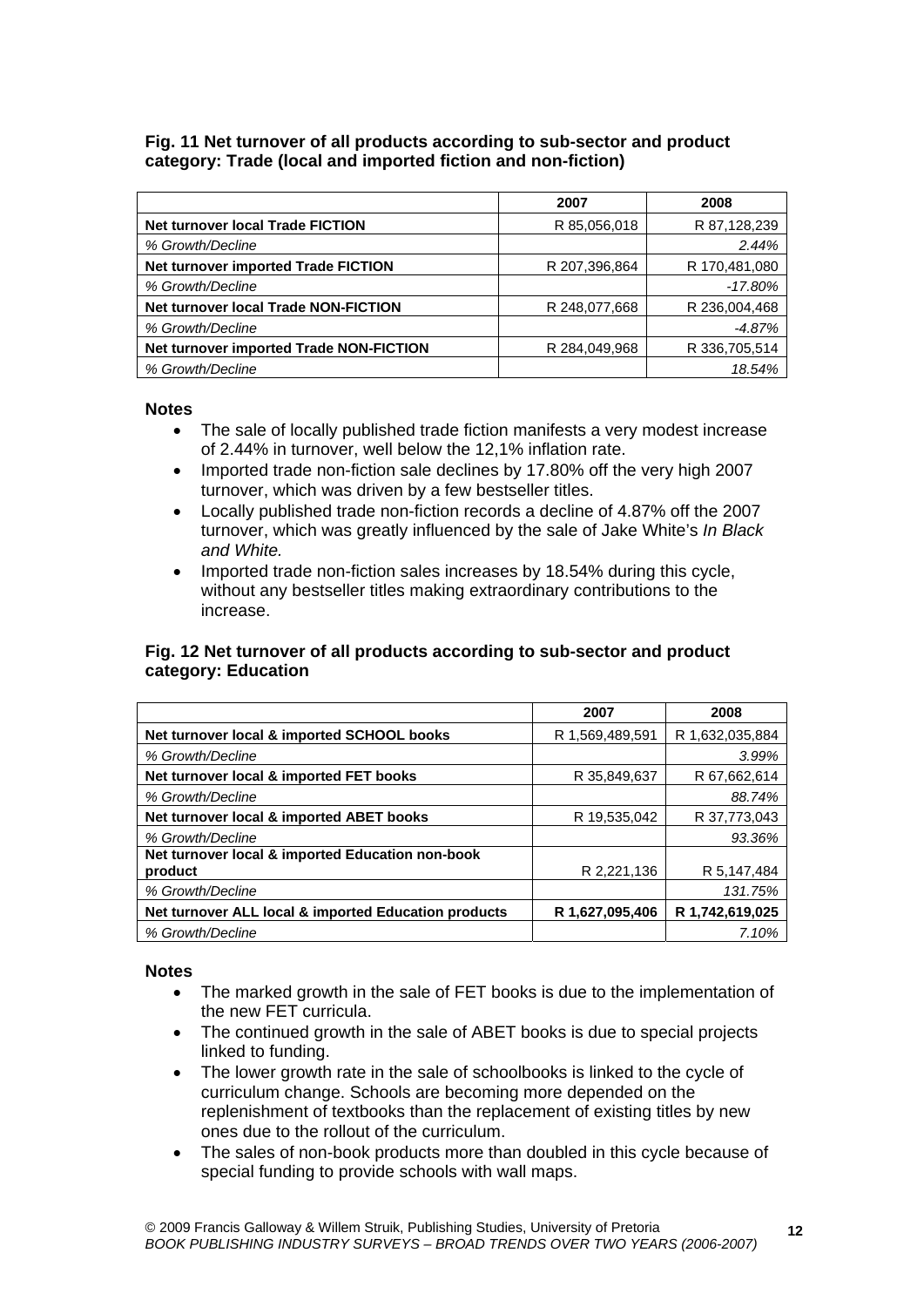**Fig. 11 Net turnover of all products according to sub-sector and product category: Trade (local and imported fiction and non-fiction)**

| | 2007 | 2008 |
|---|---|---|
| **Net turnover local Trade FICTION** | R 85,056,018 | R 87,128,239 |
| *% Growth/Decline* | | *2.44%* |
| **Net turnover imported Trade FICTION** | R 207,396,864 | R 170,481,080 |
| *% Growth/Decline* | | *-17.80%* |
| **Net turnover local Trade NON-FICTION** | R 248,077,668 | R 236,004,468 |
| *% Growth/Decline* | | *-4.87%* |
| **Net turnover imported Trade NON-FICTION** | R 284,049,968 | R 336,705,514 |
| *% Growth/Decline* | | *18.54%* |

**Notes**

- The sale of locally published trade fiction manifests a very modest increase of 2.44% in turnover, well below the 12,1% inflation rate.
- Imported trade non-fiction sale declines by 17.80% off the very high 2007 turnover, which was driven by a few bestseller titles.
- Locally published trade non-fiction records a decline of 4.87% off the 2007 turnover, which was greatly influenced by the sale of Jake White's *In Black and White.*
- Imported trade non-fiction sales increases by 18.54% during this cycle, without any bestseller titles making extraordinary contributions to the increase.

**Fig. 12 Net turnover of all products according to sub-sector and product category: Education**

| | 2007 | 2008 |
|---|---|---|
| **Net turnover local & imported SCHOOL books** | R 1,569,489,591 | R 1,632,035,884 |
| *% Growth/Decline* | | *3.99%* |
| **Net turnover local & imported FET books** | R 35,849,637 | R 67,662,614 |
| *% Growth/Decline* | | *88.74%* |
| **Net turnover local & imported ABET books** | R 19,535,042 | R 37,773,043 |
| *% Growth/Decline* | | *93.36%* |
| **Net turnover local & imported Education non-book product** | R 2,221,136 | R 5,147,484 |
| *% Growth/Decline* | | *131.75%* |
| **Net turnover ALL local & imported Education products** | **R 1,627,095,406** | **R 1,742,619,025** |
| *% Growth/Decline* | | *7.10%* |

**Notes**

- The marked growth in the sale of FET books is due to the implementation of the new FET curricula.
- The continued growth in the sale of ABET books is due to special projects linked to funding.
- The lower growth rate in the sale of schoolbooks is linked to the cycle of curriculum change. Schools are becoming more depended on the replenishment of textbooks than the replacement of existing titles by new ones due to the rollout of the curriculum.
- The sales of non-book products more than doubled in this cycle because of special funding to provide schools with wall maps.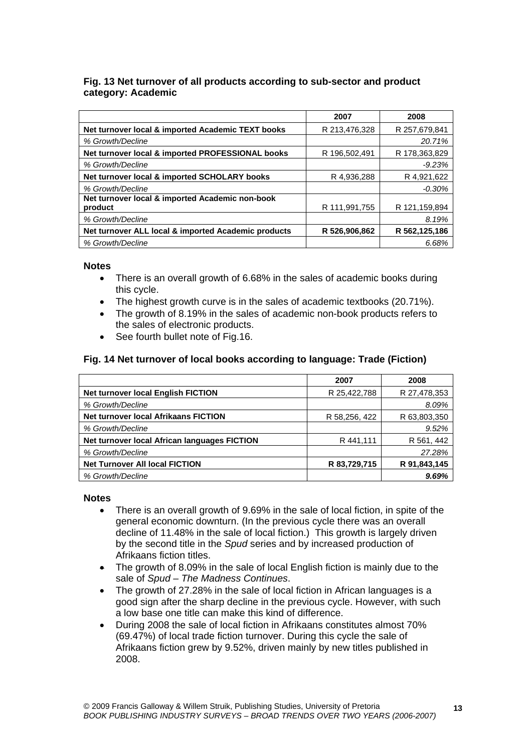### Fig. 13 Net turnover of all products according to sub-sector and product category: Academic

| | 2007 | 2008 |
|---|---|---|
| **Net turnover local & imported Academic TEXT books** | R 213,476,328 | R 257,679,841 |
| *% Growth/Decline* | | *20.71%* |
| **Net turnover local & imported PROFESSIONAL books** | R 196,502,491 | R 178,363,829 |
| *% Growth/Decline* | | *-9.23%* |
| **Net turnover local & imported SCHOLARY books** | R 4,936,288 | R 4,921,622 |
| *% Growth/Decline* | | *-0.30%* |
| **Net turnover local & imported Academic non-book product** | R 111,991,755 | R 121,159,894 |
| *% Growth/Decline* | | *8.19%* |
| **Net turnover ALL local & imported Academic products** | **R 526,906,862** | **R 562,125,186** |
| *% Growth/Decline* | | *6.68%* |

**Notes**

- There is an overall growth of 6.68% in the sales of academic books during this cycle.
- The highest growth curve is in the sales of academic textbooks (20.71%).
- The growth of 8.19% in the sales of academic non-book products refers to the sales of electronic products.
- See fourth bullet note of Fig.16.

### Fig. 14 Net turnover of local books according to language: Trade (Fiction)

| | 2007 | 2008 |
|---|---|---|
| **Net turnover local English FICTION** | R 25,422,788 | R 27,478,353 |
| *% Growth/Decline* | | *8.09%* |
| **Net turnover local Afrikaans FICTION** | R 58,256, 422 | R 63,803,350 |
| *% Growth/Decline* | | *9.52%* |
| **Net turnover local African languages FICTION** | R 441,111 | R 561, 442 |
| *% Growth/Decline* | | *27.28%* |
| **Net Turnover All local FICTION** | **R 83,729,715** | **R 91,843,145** |
| *% Growth/Decline* | | ***9.69%*** |

**Notes**

- There is an overall growth of 9.69% in the sale of local fiction, in spite of the general economic downturn. (In the previous cycle there was an overall decline of 11.48% in the sale of local fiction.) This growth is largely driven by the second title in the *Spud* series and by increased production of Afrikaans fiction titles.
- The growth of 8.09% in the sale of local English fiction is mainly due to the sale of *Spud – The Madness Continues*.
- The growth of 27.28% in the sale of local fiction in African languages is a good sign after the sharp decline in the previous cycle. However, with such a low base one title can make this kind of difference.
- During 2008 the sale of local fiction in Afrikaans constitutes almost 70% (69.47%) of local trade fiction turnover. During this cycle the sale of Afrikaans fiction grew by 9.52%, driven mainly by new titles published in 2008.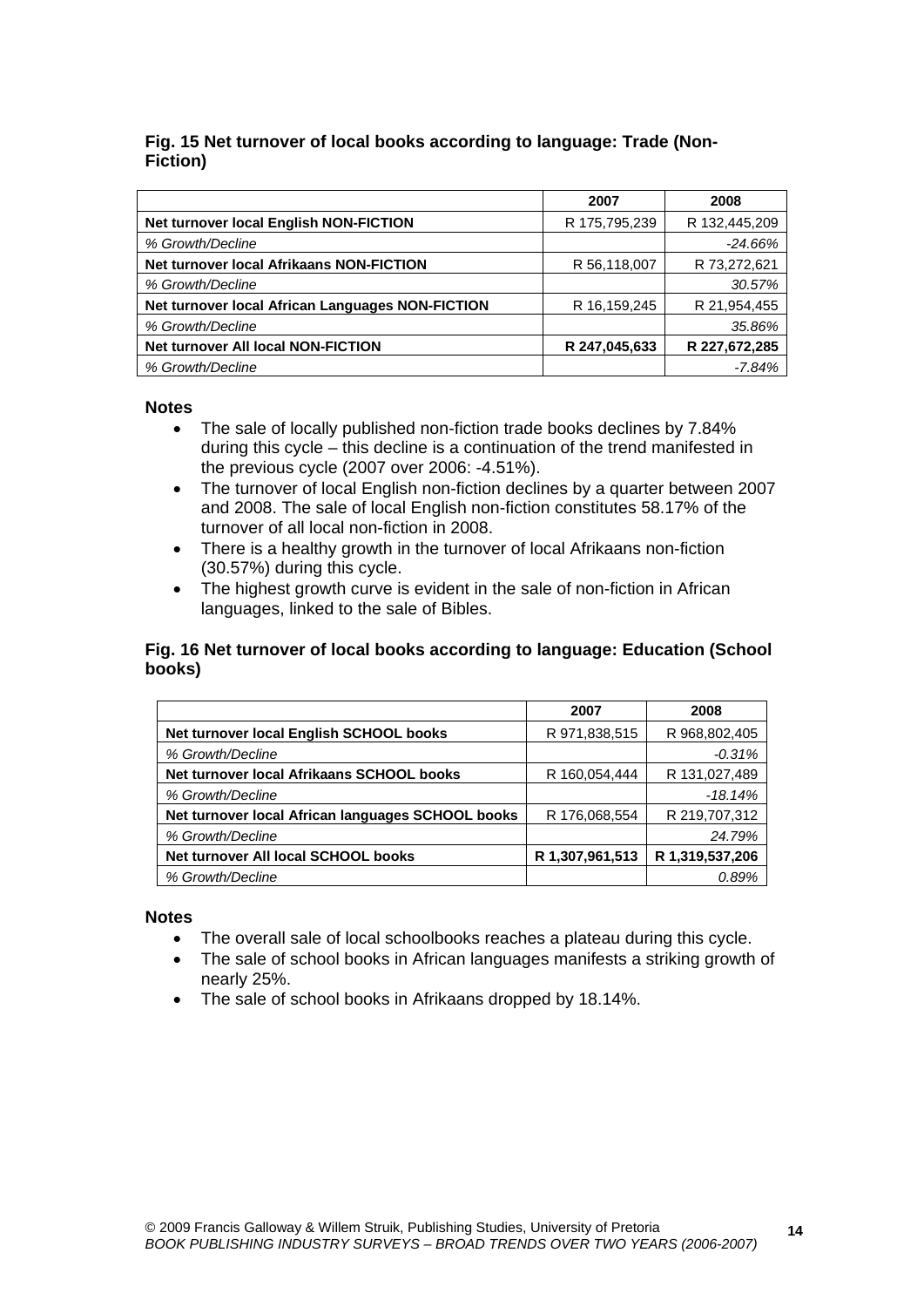### Fig. 15 Net turnover of local books according to language: Trade (Non-Fiction)

| | 2007 | 2008 |
|---|---|---|
| **Net turnover local English NON-FICTION** | R 175,795,239 | R 132,445,209 |
| *% Growth/Decline* | | *-24.66%* |
| **Net turnover local Afrikaans NON-FICTION** | R 56,118,007 | R 73,272,621 |
| *% Growth/Decline* | | *30.57%* |
| **Net turnover local African Languages NON-FICTION** | R 16,159,245 | R 21,954,455 |
| *% Growth/Decline* | | *35.86%* |
| **Net turnover All local NON-FICTION** | **R 247,045,633** | **R 227,672,285** |
| *% Growth/Decline* | | *-7.84%* |

**Notes**

- The sale of locally published non-fiction trade books declines by 7.84% during this cycle – this decline is a continuation of the trend manifested in the previous cycle (2007 over 2006: -4.51%).
- The turnover of local English non-fiction declines by a quarter between 2007 and 2008. The sale of local English non-fiction constitutes 58.17% of the turnover of all local non-fiction in 2008.
- There is a healthy growth in the turnover of local Afrikaans non-fiction (30.57%) during this cycle.
- The highest growth curve is evident in the sale of non-fiction in African languages, linked to the sale of Bibles.

### Fig. 16 Net turnover of local books according to language: Education (School books)

| | 2007 | 2008 |
|---|---|---|
| **Net turnover local English SCHOOL books** | R 971,838,515 | R 968,802,405 |
| *% Growth/Decline* | | *-0.31%* |
| **Net turnover local Afrikaans SCHOOL books** | R 160,054,444 | R 131,027,489 |
| *% Growth/Decline* | | *-18.14%* |
| **Net turnover local African languages SCHOOL books** | R 176,068,554 | R 219,707,312 |
| *% Growth/Decline* | | *24.79%* |
| **Net turnover All local SCHOOL books** | **R 1,307,961,513** | **R 1,319,537,206** |
| *% Growth/Decline* | | *0.89%* |

**Notes**

- The overall sale of local schoolbooks reaches a plateau during this cycle.
- The sale of school books in African languages manifests a striking growth of nearly 25%.
- The sale of school books in Afrikaans dropped by 18.14%.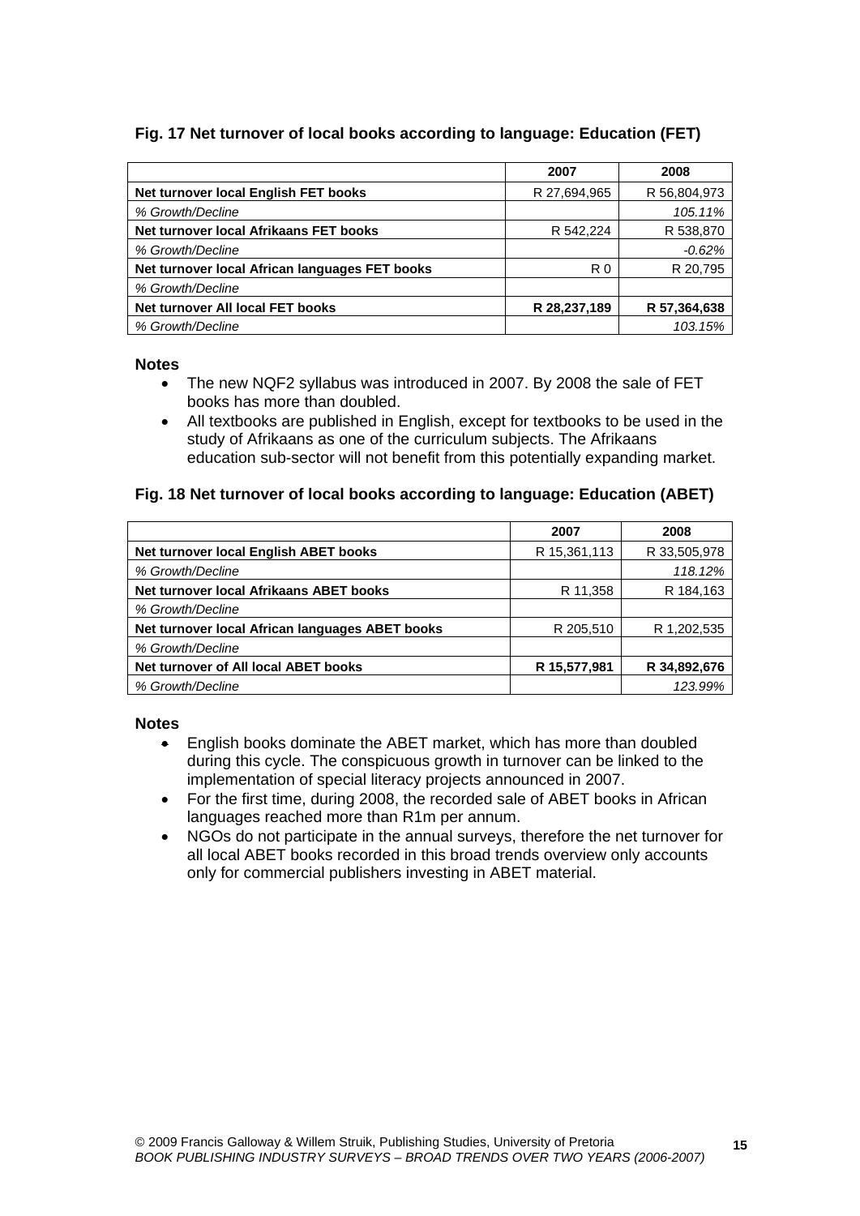**Fig. 17 Net turnover of local books according to language: Education (FET)**

| | 2007 | 2008 |
|---|---|---|
| **Net turnover local English FET books** | R 27,694,965 | R 56,804,973 |
| *% Growth/Decline* | | *105.11%* |
| **Net turnover local Afrikaans FET books** | R 542,224 | R 538,870 |
| *% Growth/Decline* | | *-0.62%* |
| **Net turnover local African languages FET books** | R 0 | R 20,795 |
| *% Growth/Decline* | | |
| **Net turnover All local FET books** | **R 28,237,189** | **R 57,364,638** |
| *% Growth/Decline* | | *103.15%* |

**Notes**

- The new NQF2 syllabus was introduced in 2007. By 2008 the sale of FET books has more than doubled.
- All textbooks are published in English, except for textbooks to be used in the study of Afrikaans as one of the curriculum subjects. The Afrikaans education sub-sector will not benefit from this potentially expanding market.

**Fig. 18 Net turnover of local books according to language: Education (ABET)**

| | 2007 | 2008 |
|---|---|---|
| **Net turnover local English ABET books** | R 15,361,113 | R 33,505,978 |
| *% Growth/Decline* | | *118.12%* |
| **Net turnover local Afrikaans ABET books** | R 11,358 | R 184,163 |
| *% Growth/Decline* | | |
| **Net turnover local African languages ABET books** | R 205,510 | R 1,202,535 |
| *% Growth/Decline* | | |
| **Net turnover of All local ABET books** | **R 15,577,981** | **R 34,892,676** |
| *% Growth/Decline* | | *123.99%* |

**Notes**

- English books dominate the ABET market, which has more than doubled during this cycle. The conspicuous growth in turnover can be linked to the implementation of special literacy projects announced in 2007.
- For the first time, during 2008, the recorded sale of ABET books in African languages reached more than R1m per annum.
- NGOs do not participate in the annual surveys, therefore the net turnover for all local ABET books recorded in this broad trends overview only accounts only for commercial publishers investing in ABET material.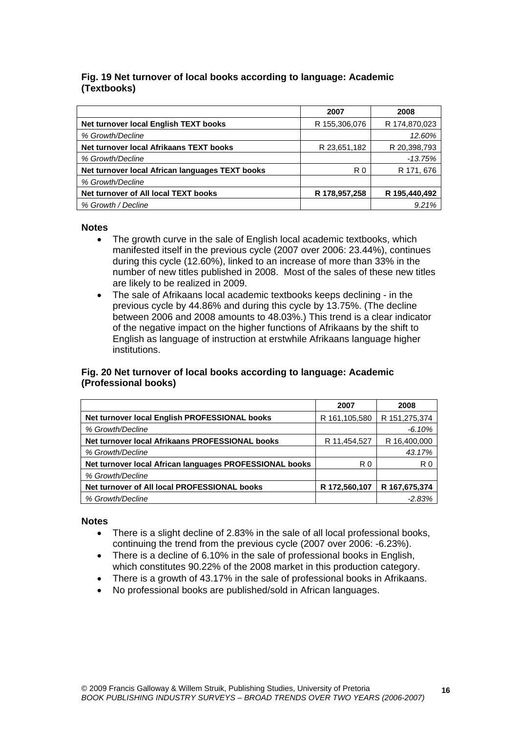### Fig. 19 Net turnover of local books according to language: Academic (Textbooks)

| | 2007 | 2008 |
|---|---|---|
| **Net turnover local English TEXT books** | R 155,306,076 | R 174,870,023 |
| *% Growth/Decline* | | *12.60%* |
| **Net turnover local Afrikaans TEXT books** | R 23,651,182 | R 20,398,793 |
| *% Growth/Decline* | | *-13.75%* |
| **Net turnover local African languages TEXT books** | R 0 | R 171, 676 |
| *% Growth/Decline* | | |
| **Net turnover of All local TEXT books** | **R 178,957,258** | **R 195,440,492** |
| *% Growth / Decline* | | *9.21%* |

**Notes**

- The growth curve in the sale of English local academic textbooks, which manifested itself in the previous cycle (2007 over 2006: 23.44%), continues during this cycle (12.60%), linked to an increase of more than 33% in the number of new titles published in 2008. Most of the sales of these new titles are likely to be realized in 2009.
- The sale of Afrikaans local academic textbooks keeps declining - in the previous cycle by 44.86% and during this cycle by 13.75%. (The decline between 2006 and 2008 amounts to 48.03%.) This trend is a clear indicator of the negative impact on the higher functions of Afrikaans by the shift to English as language of instruction at erstwhile Afrikaans language higher institutions.

### Fig. 20 Net turnover of local books according to language: Academic (Professional books)

| | 2007 | 2008 |
|---|---|---|
| **Net turnover local English PROFESSIONAL books** | R 161,105,580 | R 151,275,374 |
| *% Growth/Decline* | | *-6.10%* |
| **Net turnover local Afrikaans PROFESSIONAL books** | R 11,454,527 | R 16,400,000 |
| *% Growth/Decline* | | *43.17%* |
| **Net turnover local African languages PROFESSIONAL books** | R 0 | R 0 |
| *% Growth/Decline* | | |
| **Net turnover of All local PROFESSIONAL books** | **R 172,560,107** | **R 167,675,374** |
| *% Growth/Decline* | | *-2.83%* |

**Notes**

- There is a slight decline of 2.83% in the sale of all local professional books, continuing the trend from the previous cycle (2007 over 2006: -6.23%).
- There is a decline of 6.10% in the sale of professional books in English, which constitutes 90.22% of the 2008 market in this production category.
- There is a growth of 43.17% in the sale of professional books in Afrikaans.
- No professional books are published/sold in African languages.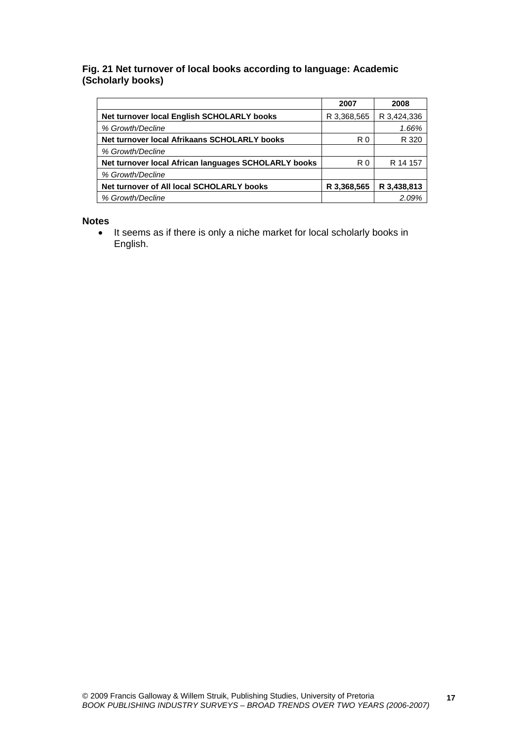**Fig. 21 Net turnover of local books according to language: Academic (Scholarly books)**

| | 2007 | 2008 |
|---|---|---|
| **Net turnover local English SCHOLARLY books** | R 3,368,565 | R 3,424,336 |
| *% Growth/Decline* | | *1.66%* |
| **Net turnover local Afrikaans SCHOLARLY books** | R 0 | R 320 |
| *% Growth/Decline* | | |
| **Net turnover local African languages SCHOLARLY books** | R 0 | R 14 157 |
| *% Growth/Decline* | | |
| **Net turnover of All local SCHOLARLY books** | **R 3,368,565** | **R 3,438,813** |
| *% Growth/Decline* | | *2.09%* |

**Notes**

- It seems as if there is only a niche market for local scholarly books in English.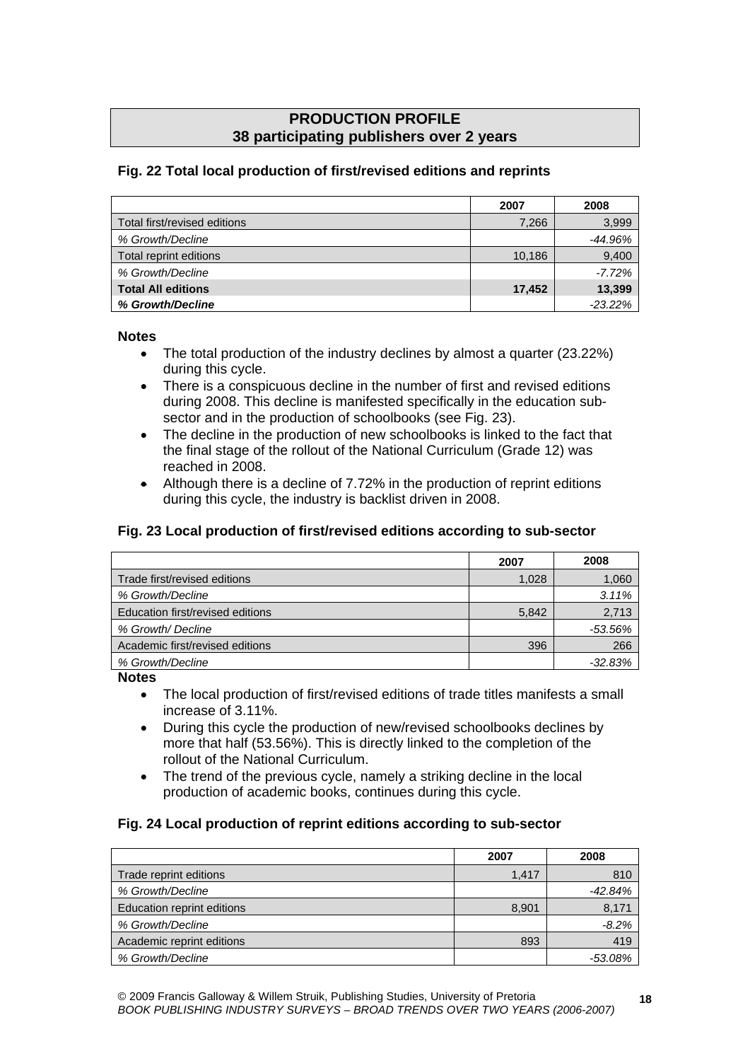## PRODUCTION PROFILE
## 38 participating publishers over 2 years

### Fig. 22 Total local production of first/revised editions and reprints

| | 2007 | 2008 |
|---|---|---|
| Total first/revised editions | 7,266 | 3,999 |
| *% Growth/Decline* | | *-44.96%* |
| Total reprint editions | 10,186 | 9,400 |
| *% Growth/Decline* | | *-7.72%* |
| **Total All editions** | **17,452** | **13,399** |
| ***% Growth/Decline*** | | *-23.22%* |

**Notes**

- The total production of the industry declines by almost a quarter (23.22%) during this cycle.
- There is a conspicuous decline in the number of first and revised editions during 2008. This decline is manifested specifically in the education sub-sector and in the production of schoolbooks (see Fig. 23).
- The decline in the production of new schoolbooks is linked to the fact that the final stage of the rollout of the National Curriculum (Grade 12) was reached in 2008.
- Although there is a decline of 7.72% in the production of reprint editions during this cycle, the industry is backlist driven in 2008.

### Fig. 23 Local production of first/revised editions according to sub-sector

| | 2007 | 2008 |
|---|---|---|
| Trade first/revised editions | 1,028 | 1,060 |
| *% Growth/Decline* | | *3.11%* |
| Education first/revised editions | 5,842 | 2,713 |
| *% Growth/ Decline* | | *-53.56%* |
| Academic first/revised editions | 396 | 266 |
| *% Growth/Decline* | | *-32.83%* |

**Notes**

- The local production of first/revised editions of trade titles manifests a small increase of 3.11%.
- During this cycle the production of new/revised schoolbooks declines by more that half (53.56%). This is directly linked to the completion of the rollout of the National Curriculum.
- The trend of the previous cycle, namely a striking decline in the local production of academic books, continues during this cycle.

### Fig. 24 Local production of reprint editions according to sub-sector

| | 2007 | 2008 |
|---|---|---|
| Trade reprint editions | 1,417 | 810 |
| *% Growth/Decline* | | *-42.84%* |
| Education reprint editions | 8,901 | 8,171 |
| *% Growth/Decline* | | *-8.2%* |
| Academic reprint editions | 893 | 419 |
| *% Growth/Decline* | | *-53.08%* |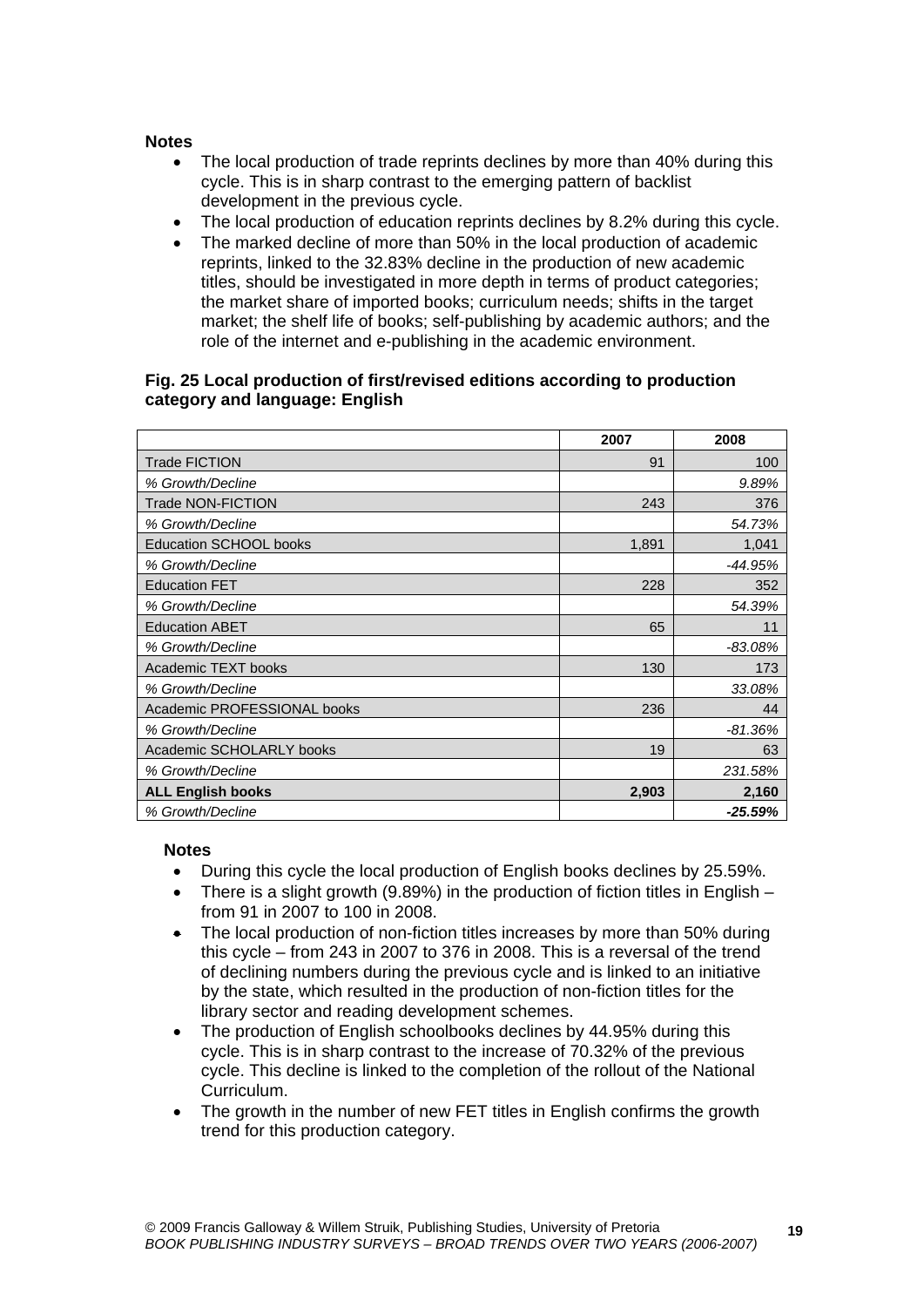**Notes**

- The local production of trade reprints declines by more than 40% during this cycle. This is in sharp contrast to the emerging pattern of backlist development in the previous cycle.
- The local production of education reprints declines by 8.2% during this cycle.
- The marked decline of more than 50% in the local production of academic reprints, linked to the 32.83% decline in the production of new academic titles, should be investigated in more depth in terms of product categories; the market share of imported books; curriculum needs; shifts in the target market; the shelf life of books; self-publishing by academic authors; and the role of the internet and e-publishing in the academic environment.

**Fig. 25 Local production of first/revised editions according to production category and language: English**

| | 2007 | 2008 |
|---|---|---|
| Trade FICTION | 91 | 100 |
| *% Growth/Decline* | | *9.89%* |
| Trade NON-FICTION | 243 | 376 |
| *% Growth/Decline* | | *54.73%* |
| Education SCHOOL books | 1,891 | 1,041 |
| *% Growth/Decline* | | *-44.95%* |
| Education FET | 228 | 352 |
| *% Growth/Decline* | | *54.39%* |
| Education ABET | 65 | 11 |
| *% Growth/Decline* | | *-83.08%* |
| Academic TEXT books | 130 | 173 |
| *% Growth/Decline* | | *33.08%* |
| Academic PROFESSIONAL books | 236 | 44 |
| *% Growth/Decline* | | *-81.36%* |
| Academic SCHOLARLY books | 19 | 63 |
| *% Growth/Decline* | | *231.58%* |
| **ALL English books** | **2,903** | **2,160** |
| *% Growth/Decline* | | ***-25.59%*** |

**Notes**

- During this cycle the local production of English books declines by 25.59%.
- There is a slight growth (9.89%) in the production of fiction titles in English – from 91 in 2007 to 100 in 2008.
- The local production of non-fiction titles increases by more than 50% during this cycle – from 243 in 2007 to 376 in 2008. This is a reversal of the trend of declining numbers during the previous cycle and is linked to an initiative by the state, which resulted in the production of non-fiction titles for the library sector and reading development schemes.
- The production of English schoolbooks declines by 44.95% during this cycle. This is in sharp contrast to the increase of 70.32% of the previous cycle. This decline is linked to the completion of the rollout of the National Curriculum.
- The growth in the number of new FET titles in English confirms the growth trend for this production category.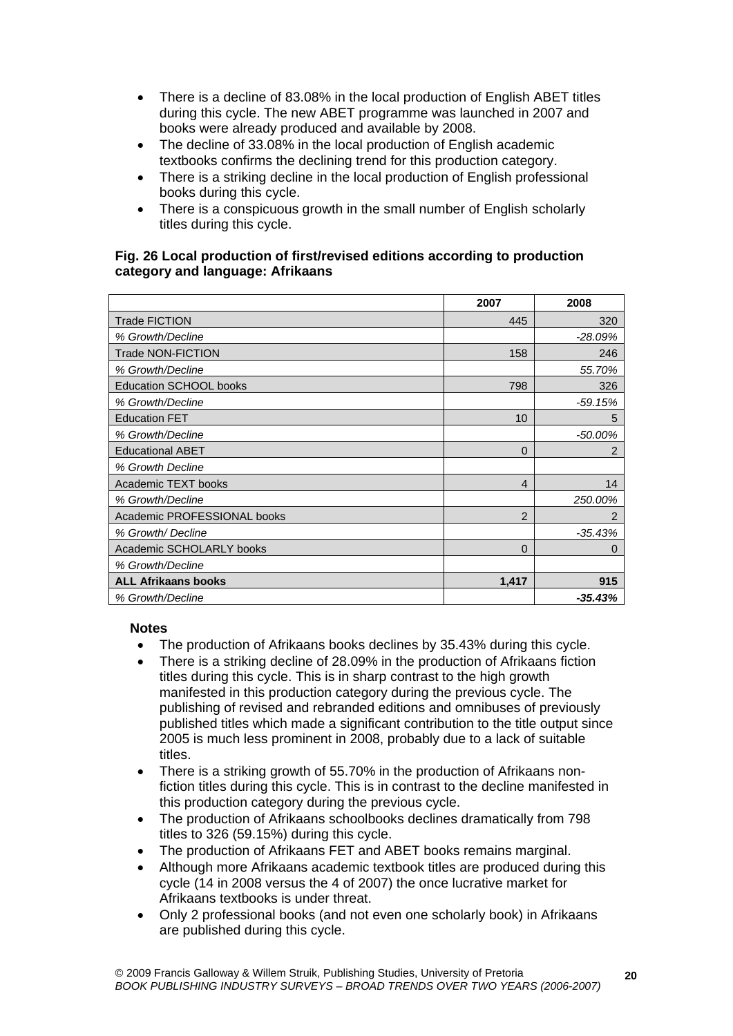- There is a decline of 83.08% in the local production of English ABET titles during this cycle. The new ABET programme was launched in 2007 and books were already produced and available by 2008.
- The decline of 33.08% in the local production of English academic textbooks confirms the declining trend for this production category.
- There is a striking decline in the local production of English professional books during this cycle.
- There is a conspicuous growth in the small number of English scholarly titles during this cycle.

**Fig. 26 Local production of first/revised editions according to production category and language: Afrikaans**

| | 2007 | 2008 |
|---|---|---|
| Trade FICTION | 445 | 320 |
| *% Growth/Decline* | | *-28.09%* |
| Trade NON-FICTION | 158 | 246 |
| *% Growth/Decline* | | *55.70%* |
| Education SCHOOL books | 798 | 326 |
| *% Growth/Decline* | | *-59.15%* |
| Education FET | 10 | 5 |
| *% Growth/Decline* | | *-50.00%* |
| Educational ABET | 0 | 2 |
| *% Growth Decline* | | |
| Academic TEXT books | 4 | 14 |
| *% Growth/Decline* | | *250.00%* |
| Academic PROFESSIONAL books | 2 | 2 |
| *% Growth/ Decline* | | *-35.43%* |
| Academic SCHOLARLY books | 0 | 0 |
| *% Growth/Decline* | | |
| **ALL Afrikaans books** | **1,417** | **915** |
| *% Growth/Decline* | | ***-35.43%*** |

**Notes**

- The production of Afrikaans books declines by 35.43% during this cycle.
- There is a striking decline of 28.09% in the production of Afrikaans fiction titles during this cycle. This is in sharp contrast to the high growth manifested in this production category during the previous cycle. The publishing of revised and rebranded editions and omnibuses of previously published titles which made a significant contribution to the title output since 2005 is much less prominent in 2008, probably due to a lack of suitable titles.
- There is a striking growth of 55.70% in the production of Afrikaans non-fiction titles during this cycle. This is in contrast to the decline manifested in this production category during the previous cycle.
- The production of Afrikaans schoolbooks declines dramatically from 798 titles to 326 (59.15%) during this cycle.
- The production of Afrikaans FET and ABET books remains marginal.
- Although more Afrikaans academic textbook titles are produced during this cycle (14 in 2008 versus the 4 of 2007) the once lucrative market for Afrikaans textbooks is under threat.
- Only 2 professional books (and not even one scholarly book) in Afrikaans are published during this cycle.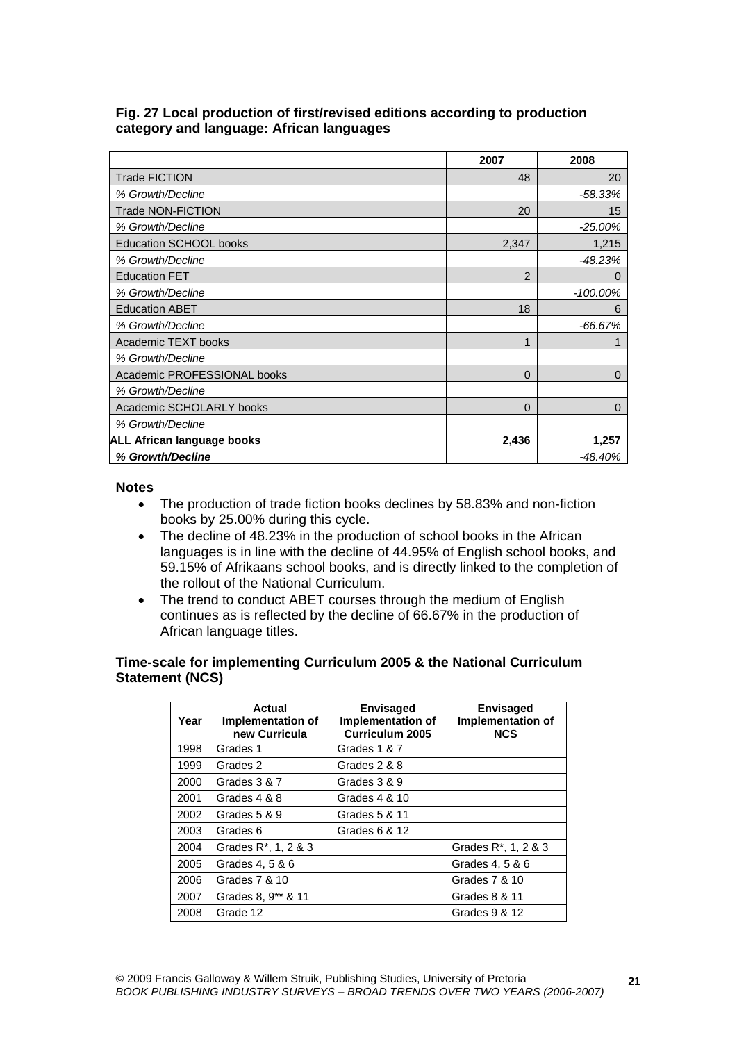**Fig. 27 Local production of first/revised editions according to production category and language: African languages**

| | 2007 | 2008 |
|---|---|---|
| Trade FICTION | 48 | 20 |
| *% Growth/Decline* | | *-58.33%* |
| Trade NON-FICTION | 20 | 15 |
| *% Growth/Decline* | | *-25.00%* |
| Education SCHOOL books | 2,347 | 1,215 |
| *% Growth/Decline* | | *-48.23%* |
| Education FET | 2 | 0 |
| *% Growth/Decline* | | *-100.00%* |
| Education ABET | 18 | 6 |
| *% Growth/Decline* | | *-66.67%* |
| Academic TEXT books | 1 | 1 |
| *% Growth/Decline* | | |
| Academic PROFESSIONAL books | 0 | 0 |
| *% Growth/Decline* | | |
| Academic SCHOLARLY books | 0 | 0 |
| *% Growth/Decline* | | |
| **ALL African language books** | **2,436** | **1,257** |
| ***% Growth/Decline*** | | *-48.40%* |

**Notes**

- The production of trade fiction books declines by 58.83% and non-fiction books by 25.00% during this cycle.
- The decline of 48.23% in the production of school books in the African languages is in line with the decline of 44.95% of English school books, and 59.15% of Afrikaans school books, and is directly linked to the completion of the rollout of the National Curriculum.
- The trend to conduct ABET courses through the medium of English continues as is reflected by the decline of 66.67% in the production of African language titles.

**Time-scale for implementing Curriculum 2005 & the National Curriculum Statement (NCS)**

| Year | Actual Implementation of new Curricula | Envisaged Implementation of Curriculum 2005 | Envisaged Implementation of NCS |
|---|---|---|---|
| 1998 | Grades 1 | Grades 1 & 7 | |
| 1999 | Grades 2 | Grades 2 & 8 | |
| 2000 | Grades 3 & 7 | Grades 3 & 9 | |
| 2001 | Grades 4 & 8 | Grades 4 & 10 | |
| 2002 | Grades 5 & 9 | Grades 5 & 11 | |
| 2003 | Grades 6 | Grades 6 & 12 | |
| 2004 | Grades R*, 1, 2 & 3 | | Grades R*, 1, 2 & 3 |
| 2005 | Grades 4, 5 & 6 | | Grades 4, 5 & 6 |
| 2006 | Grades 7 & 10 | | Grades 7 & 10 |
| 2007 | Grades 8, 9** & 11 | | Grades 8 & 11 |
| 2008 | Grade 12 | | Grades 9 & 12 |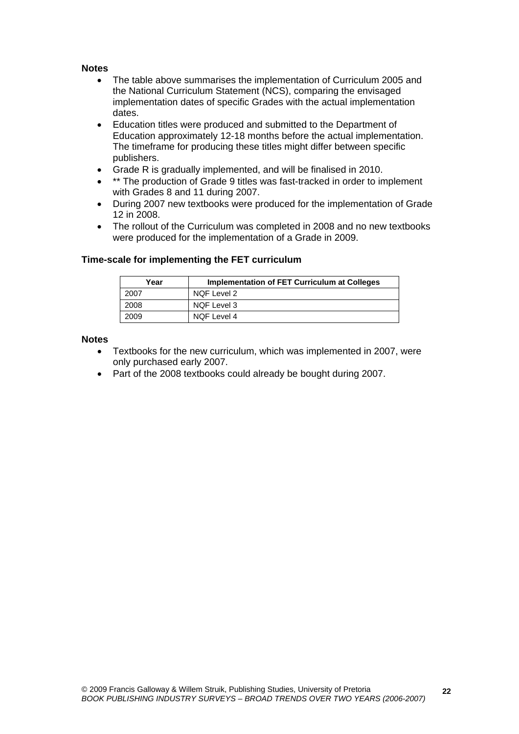**Notes**

- The table above summarises the implementation of Curriculum 2005 and the National Curriculum Statement (NCS), comparing the envisaged implementation dates of specific Grades with the actual implementation dates.
- Education titles were produced and submitted to the Department of Education approximately 12-18 months before the actual implementation. The timeframe for producing these titles might differ between specific publishers.
- Grade R is gradually implemented, and will be finalised in 2010.
- ** The production of Grade 9 titles was fast-tracked in order to implement with Grades 8 and 11 during 2007.
- During 2007 new textbooks were produced for the implementation of Grade 12 in 2008.
- The rollout of the Curriculum was completed in 2008 and no new textbooks were produced for the implementation of a Grade in 2009.

### Time-scale for implementing the FET curriculum

| Year | Implementation of FET Curriculum at Colleges |
|---|---|
| 2007 | NQF Level 2 |
| 2008 | NQF Level 3 |
| 2009 | NQF Level 4 |

**Notes**

- Textbooks for the new curriculum, which was implemented in 2007, were only purchased early 2007.
- Part of the 2008 textbooks could already be bought during 2007.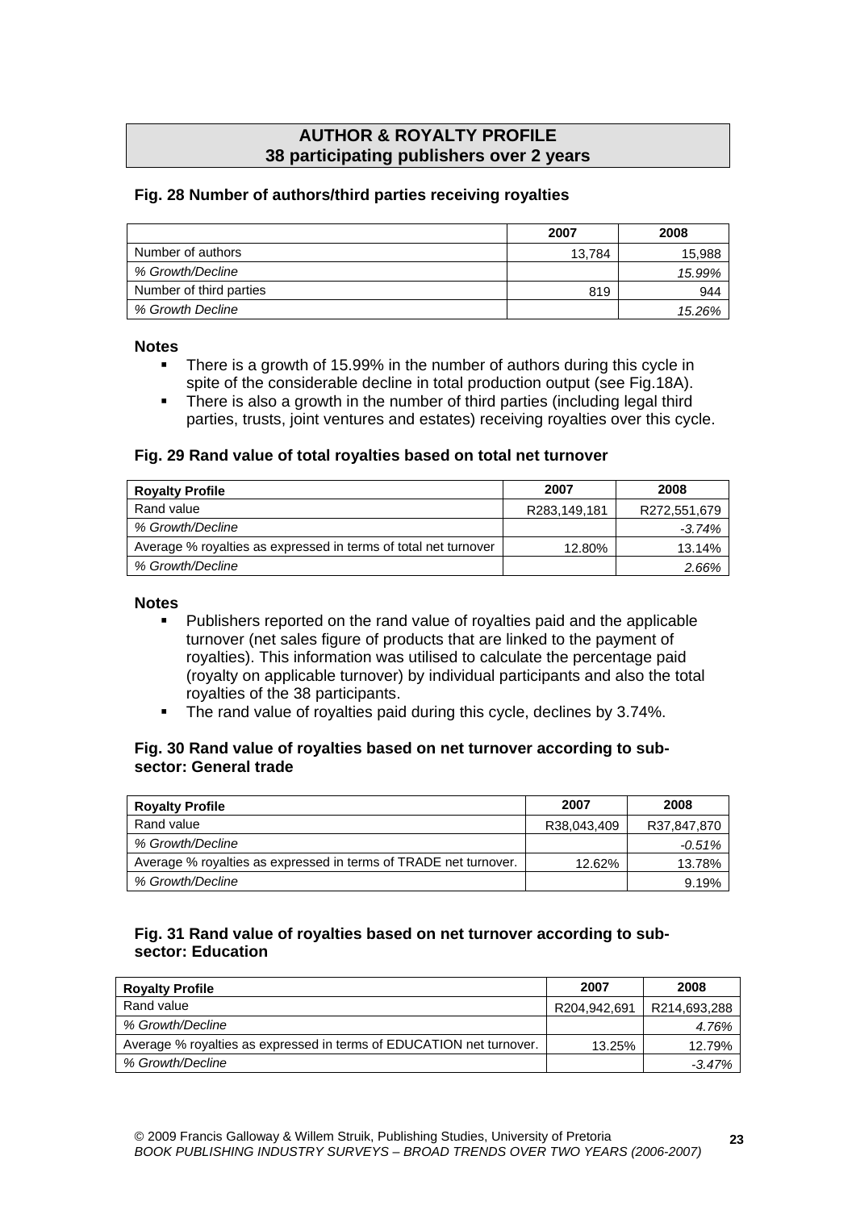## AUTHOR & ROYALTY PROFILE
## 38 participating publishers over 2 years

### Fig. 28 Number of authors/third parties receiving royalties

| | 2007 | 2008 |
|---|---|---|
| Number of authors | 13,784 | 15,988 |
| *% Growth/Decline* | | *15.99%* |
| Number of third parties | 819 | 944 |
| *% Growth Decline* | | *15.26%* |

**Notes**

- There is a growth of 15.99% in the number of authors during this cycle in spite of the considerable decline in total production output (see Fig.18A).
- There is also a growth in the number of third parties (including legal third parties, trusts, joint ventures and estates) receiving royalties over this cycle.

### Fig. 29 Rand value of total royalties based on total net turnover

| Royalty Profile | 2007 | 2008 |
|---|---|---|
| Rand value | R283,149,181 | R272,551,679 |
| *% Growth/Decline* | | *-3.74%* |
| Average % royalties as expressed in terms of total net turnover | 12.80% | 13.14% |
| *% Growth/Decline* | | *2.66%* |

**Notes**

- Publishers reported on the rand value of royalties paid and the applicable turnover (net sales figure of products that are linked to the payment of royalties). This information was utilised to calculate the percentage paid (royalty on applicable turnover) by individual participants and also the total royalties of the 38 participants.
- The rand value of royalties paid during this cycle, declines by 3.74%.

### Fig. 30 Rand value of royalties based on net turnover according to sub-sector: General trade

| Royalty Profile | 2007 | 2008 |
|---|---|---|
| Rand value | R38,043,409 | R37,847,870 |
| *% Growth/Decline* | | *-0.51%* |
| Average % royalties as expressed in terms of TRADE net turnover. | 12.62% | 13.78% |
| *% Growth/Decline* | | 9.19% |

### Fig. 31 Rand value of royalties based on net turnover according to sub-sector: Education

| Royalty Profile | 2007 | 2008 |
|---|---|---|
| Rand value | R204,942,691 | R214,693,288 |
| *% Growth/Decline* | | *4.76%* |
| Average % royalties as expressed in terms of EDUCATION net turnover. | 13.25% | 12.79% |
| *% Growth/Decline* | | *-3.47%* |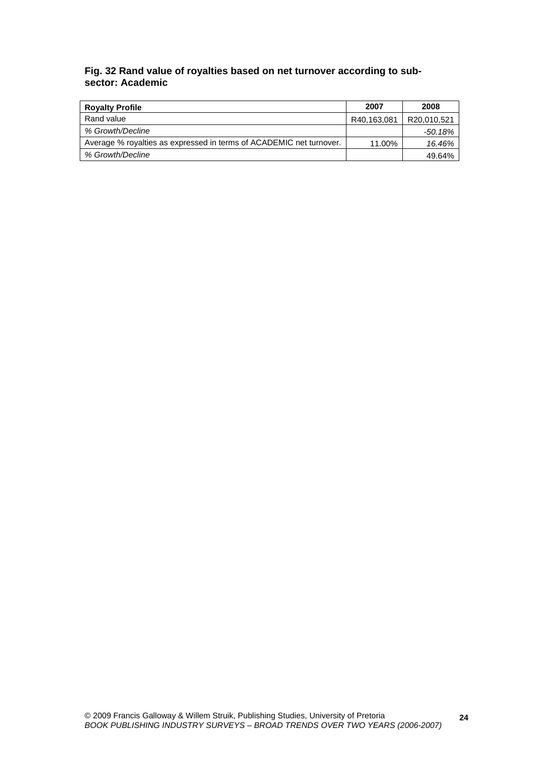### Fig. 32 Rand value of royalties based on net turnover according to sub-sector: Academic

| **Royalty Profile** | **2007** | **2008** |
|---|---|---|
| Rand value | R40,163,081 | R20,010,521 |
| *% Growth/Decline* | | *-50.18%* |
| Average % royalties as expressed in terms of ACADEMIC net turnover. | 11.00% | *16.46%* |
| *% Growth/Decline* | | 49.64% |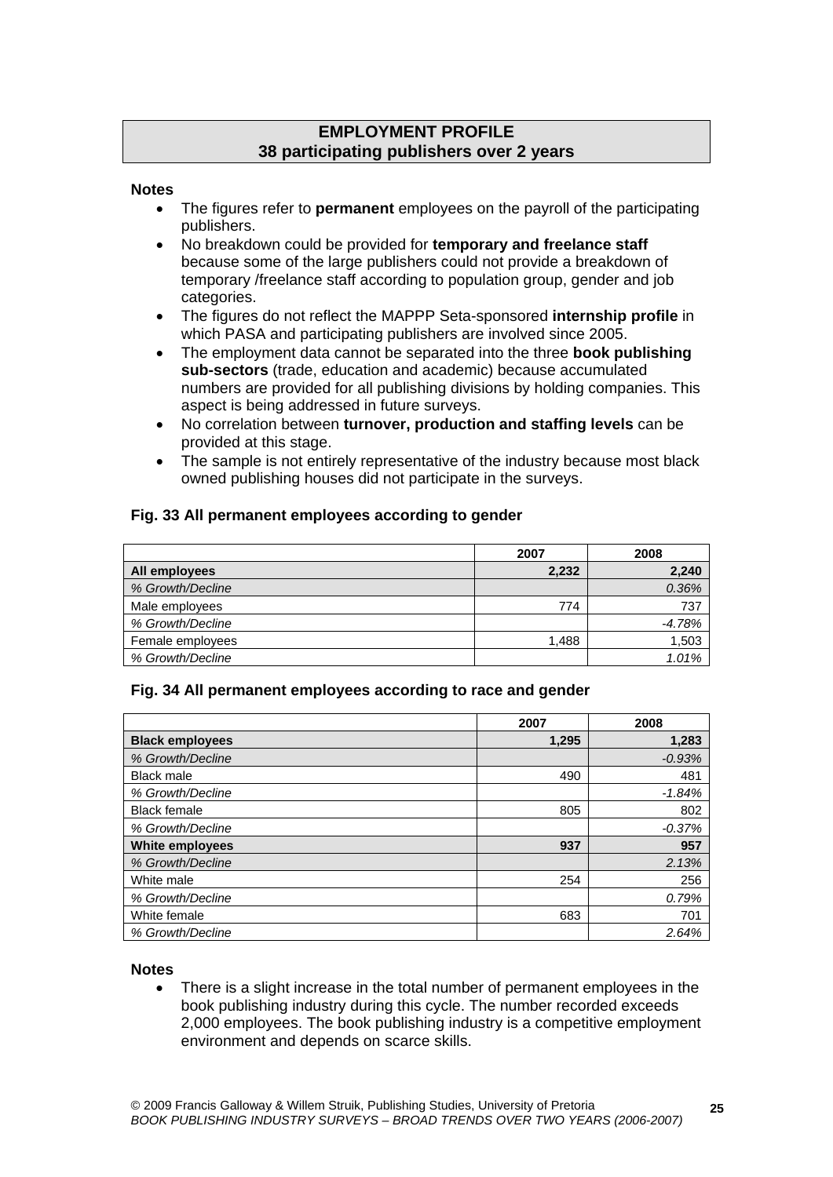## EMPLOYMENT PROFILE
## 38 participating publishers over 2 years

**Notes**

- The figures refer to **permanent** employees on the payroll of the participating publishers.
- No breakdown could be provided for **temporary and freelance staff** because some of the large publishers could not provide a breakdown of temporary /freelance staff according to population group, gender and job categories.
- The figures do not reflect the MAPPP Seta-sponsored **internship profile** in which PASA and participating publishers are involved since 2005.
- The employment data cannot be separated into the three **book publishing sub-sectors** (trade, education and academic) because accumulated numbers are provided for all publishing divisions by holding companies. This aspect is being addressed in future surveys.
- No correlation between **turnover, production and staffing levels** can be provided at this stage.
- The sample is not entirely representative of the industry because most black owned publishing houses did not participate in the surveys.

**Fig. 33 All permanent employees according to gender**

| | 2007 | 2008 |
|---|---|---|
| **All employees** | **2,232** | **2,240** |
| *% Growth/Decline* | | *0.36%* |
| Male employees | 774 | 737 |
| *% Growth/Decline* | | *-4.78%* |
| Female employees | 1,488 | 1,503 |
| *% Growth/Decline* | | *1.01%* |

**Fig. 34 All permanent employees according to race and gender**

| | 2007 | 2008 |
|---|---|---|
| **Black employees** | **1,295** | **1,283** |
| *% Growth/Decline* | | *-0.93%* |
| Black male | 490 | 481 |
| *% Growth/Decline* | | *-1.84%* |
| Black female | 805 | 802 |
| *% Growth/Decline* | | *-0.37%* |
| **White employees** | **937** | **957** |
| *% Growth/Decline* | | *2.13%* |
| White male | 254 | 256 |
| *% Growth/Decline* | | *0.79%* |
| White female | 683 | 701 |
| *% Growth/Decline* | | *2.64%* |

**Notes**

- There is a slight increase in the total number of permanent employees in the book publishing industry during this cycle. The number recorded exceeds 2,000 employees. The book publishing industry is a competitive employment environment and depends on scarce skills.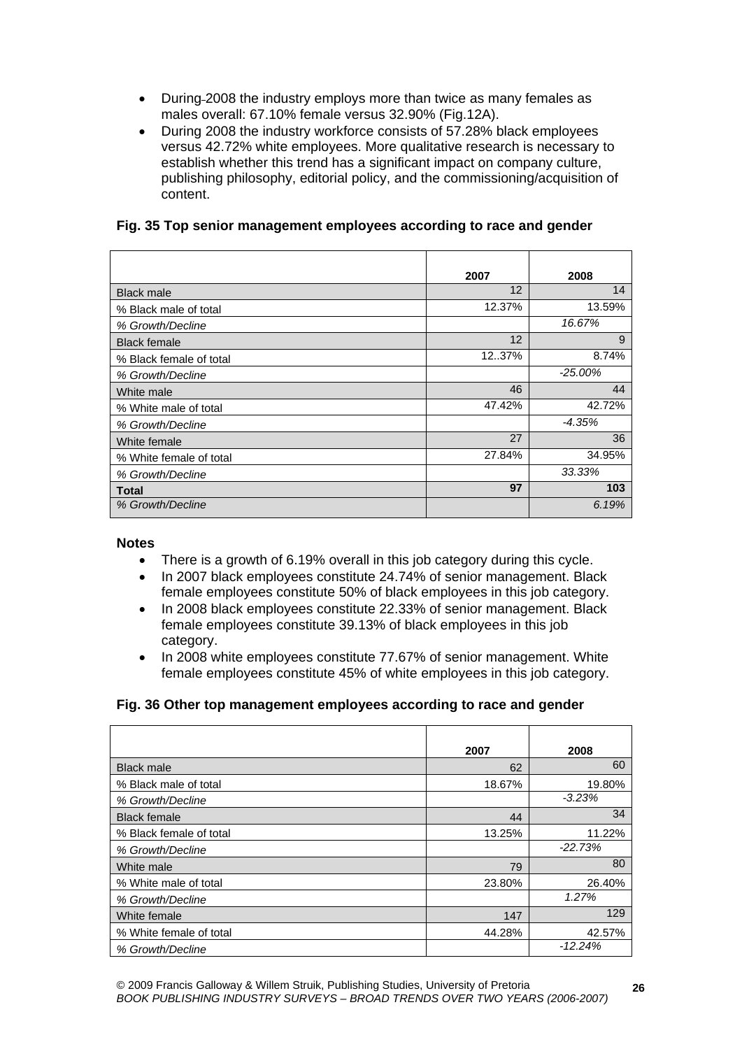- During 2008 the industry employs more than twice as many females as males overall: 67.10% female versus 32.90% (Fig.12A).
- During 2008 the industry workforce consists of 57.28% black employees versus 42.72% white employees. More qualitative research is necessary to establish whether this trend has a significant impact on company culture, publishing philosophy, editorial policy, and the commissioning/acquisition of content.

**Fig. 35 Top senior management employees according to race and gender**

| | 2007 | 2008 |
|---|---|---|
| Black male | 12 | 14 |
| % Black male of total | 12.37% | 13.59% |
| *% Growth/Decline* | | *16.67%* |
| Black female | 12 | 9 |
| % Black female of total | 12..37% | 8.74% |
| *% Growth/Decline* | | *-25.00%* |
| White male | 46 | 44 |
| % White male of total | 47.42% | 42.72% |
| *% Growth/Decline* | | *-4.35%* |
| White female | 27 | 36 |
| % White female of total | 27.84% | 34.95% |
| *% Growth/Decline* | | *33.33%* |
| **Total** | **97** | **103** |
| *% Growth/Decline* | | *6.19%* |

**Notes**

- There is a growth of 6.19% overall in this job category during this cycle.
- In 2007 black employees constitute 24.74% of senior management. Black female employees constitute 50% of black employees in this job category.
- In 2008 black employees constitute 22.33% of senior management. Black female employees constitute 39.13% of black employees in this job category.
- In 2008 white employees constitute 77.67% of senior management. White female employees constitute 45% of white employees in this job category.

**Fig. 36 Other top management employees according to race and gender**

| | 2007 | 2008 |
|---|---|---|
| Black male | 62 | 60 |
| % Black male of total | 18.67% | 19.80% |
| *% Growth/Decline* | | *-3.23%* |
| Black female | 44 | 34 |
| % Black female of total | 13.25% | 11.22% |
| *% Growth/Decline* | | *-22.73%* |
| White male | 79 | 80 |
| % White male of total | 23.80% | 26.40% |
| *% Growth/Decline* | | *1.27%* |
| White female | 147 | 129 |
| % White female of total | 44.28% | 42.57% |
| *% Growth/Decline* | | *-12.24%* |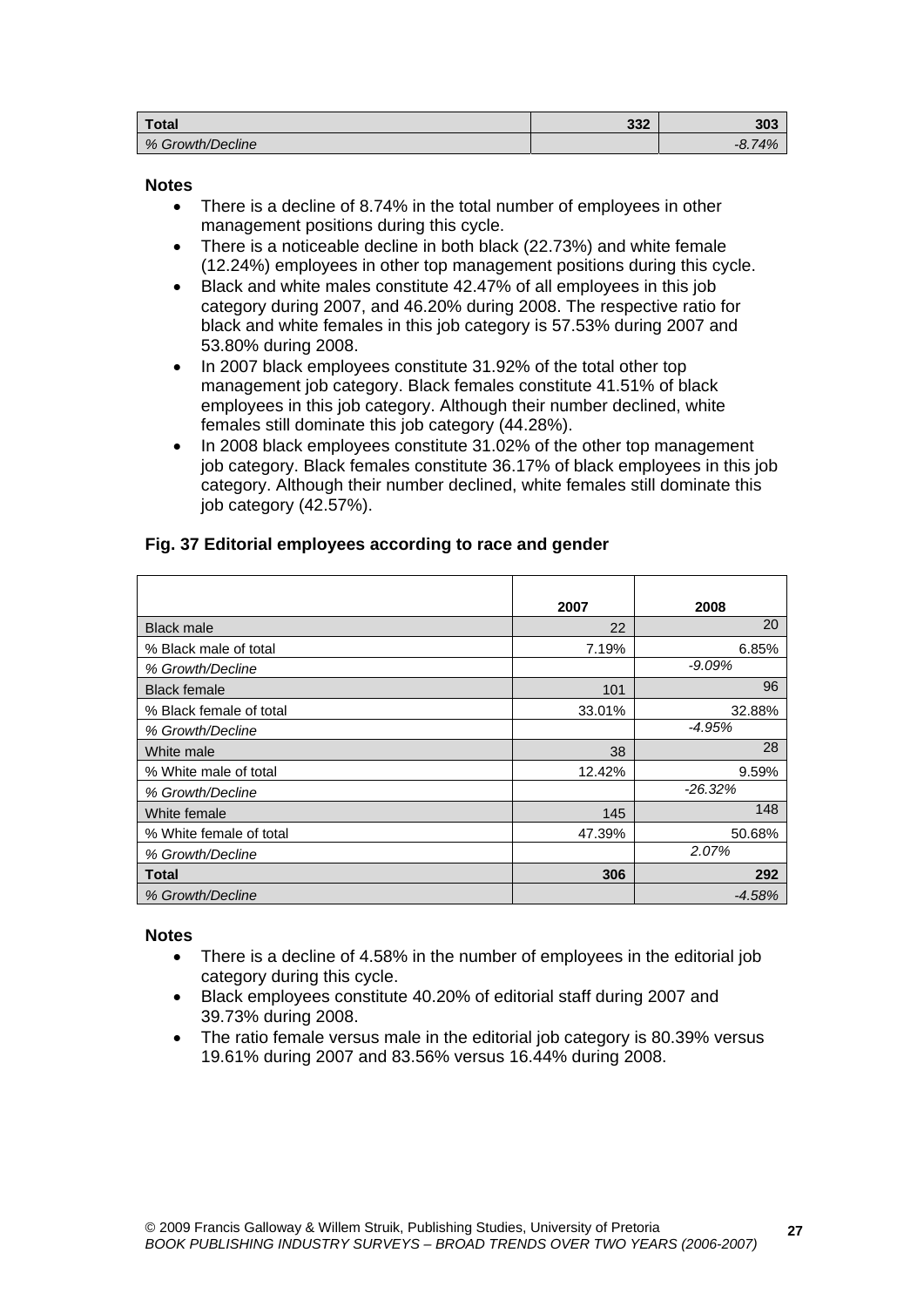| Total | 332 | 303 |
|---|---|---|
| *% Growth/Decline* | | *-8.74%* |

**Notes**

- There is a decline of 8.74% in the total number of employees in other management positions during this cycle.
- There is a noticeable decline in both black (22.73%) and white female (12.24%) employees in other top management positions during this cycle.
- Black and white males constitute 42.47% of all employees in this job category during 2007, and 46.20% during 2008. The respective ratio for black and white females in this job category is 57.53% during 2007 and 53.80% during 2008.
- In 2007 black employees constitute 31.92% of the total other top management job category. Black females constitute 41.51% of black employees in this job category. Although their number declined, white females still dominate this job category (44.28%).
- In 2008 black employees constitute 31.02% of the other top management job category. Black females constitute 36.17% of black employees in this job category. Although their number declined, white females still dominate this job category (42.57%).

**Fig. 37 Editorial employees according to race and gender**

| | 2007 | 2008 |
|---|---|---|
| Black male | 22 | 20 |
| % Black male of total | 7.19% | 6.85% |
| *% Growth/Decline* | | *-9.09%* |
| Black female | 101 | 96 |
| % Black female of total | 33.01% | 32.88% |
| *% Growth/Decline* | | *-4.95%* |
| White male | 38 | 28 |
| % White male of total | 12.42% | 9.59% |
| *% Growth/Decline* | | *-26.32%* |
| White female | 145 | 148 |
| % White female of total | 47.39% | 50.68% |
| *% Growth/Decline* | | *2.07%* |
| **Total** | **306** | **292** |
| *% Growth/Decline* | | *-4.58%* |

**Notes**

- There is a decline of 4.58% in the number of employees in the editorial job category during this cycle.
- Black employees constitute 40.20% of editorial staff during 2007 and 39.73% during 2008.
- The ratio female versus male in the editorial job category is 80.39% versus 19.61% during 2007 and 83.56% versus 16.44% during 2008.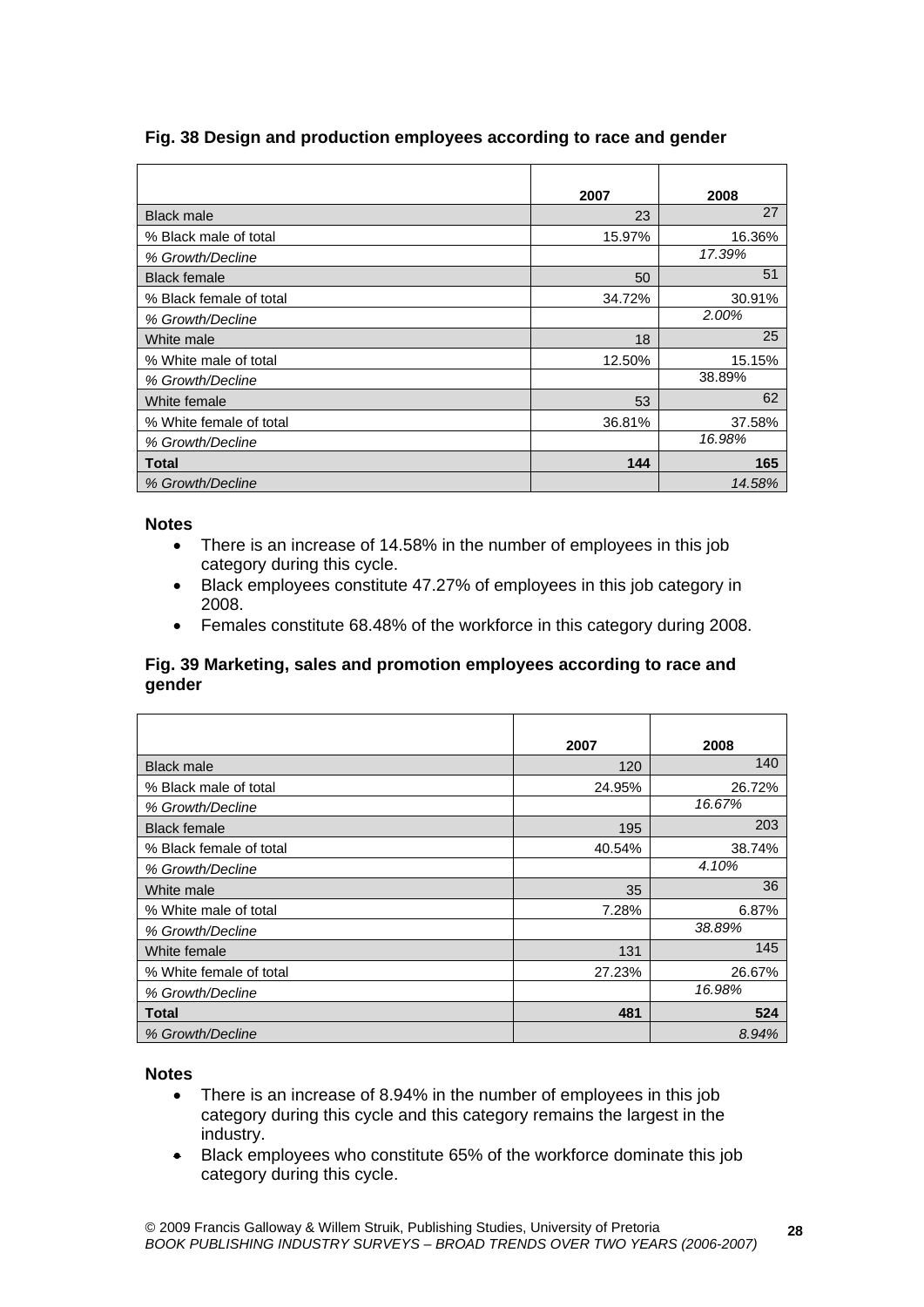**Fig. 38 Design and production employees according to race and gender**

| | 2007 | 2008 |
|---|---|---|
| Black male | 23 | 27 |
| % Black male of total | 15.97% | 16.36% |
| *% Growth/Decline* | | *17.39%* |
| Black female | 50 | 51 |
| % Black female of total | 34.72% | 30.91% |
| *% Growth/Decline* | | *2.00%* |
| White male | 18 | 25 |
| % White male of total | 12.50% | 15.15% |
| *% Growth/Decline* | | 38.89% |
| White female | 53 | 62 |
| % White female of total | 36.81% | 37.58% |
| *% Growth/Decline* | | *16.98%* |
| **Total** | **144** | **165** |
| *% Growth/Decline* | | *14.58%* |

**Notes**

- There is an increase of 14.58% in the number of employees in this job category during this cycle.
- Black employees constitute 47.27% of employees in this job category in 2008.
- Females constitute 68.48% of the workforce in this category during 2008.

**Fig. 39 Marketing, sales and promotion employees according to race and gender**

| | 2007 | 2008 |
|---|---|---|
| Black male | 120 | 140 |
| % Black male of total | 24.95% | 26.72% |
| *% Growth/Decline* | | *16.67%* |
| Black female | 195 | 203 |
| % Black female of total | 40.54% | 38.74% |
| *% Growth/Decline* | | *4.10%* |
| White male | 35 | 36 |
| % White male of total | 7.28% | 6.87% |
| *% Growth/Decline* | | *38.89%* |
| White female | 131 | 145 |
| % White female of total | 27.23% | 26.67% |
| *% Growth/Decline* | | *16.98%* |
| **Total** | **481** | **524** |
| *% Growth/Decline* | | *8.94%* |

**Notes**

- There is an increase of 8.94% in the number of employees in this job category during this cycle and this category remains the largest in the industry.
- Black employees who constitute 65% of the workforce dominate this job category during this cycle.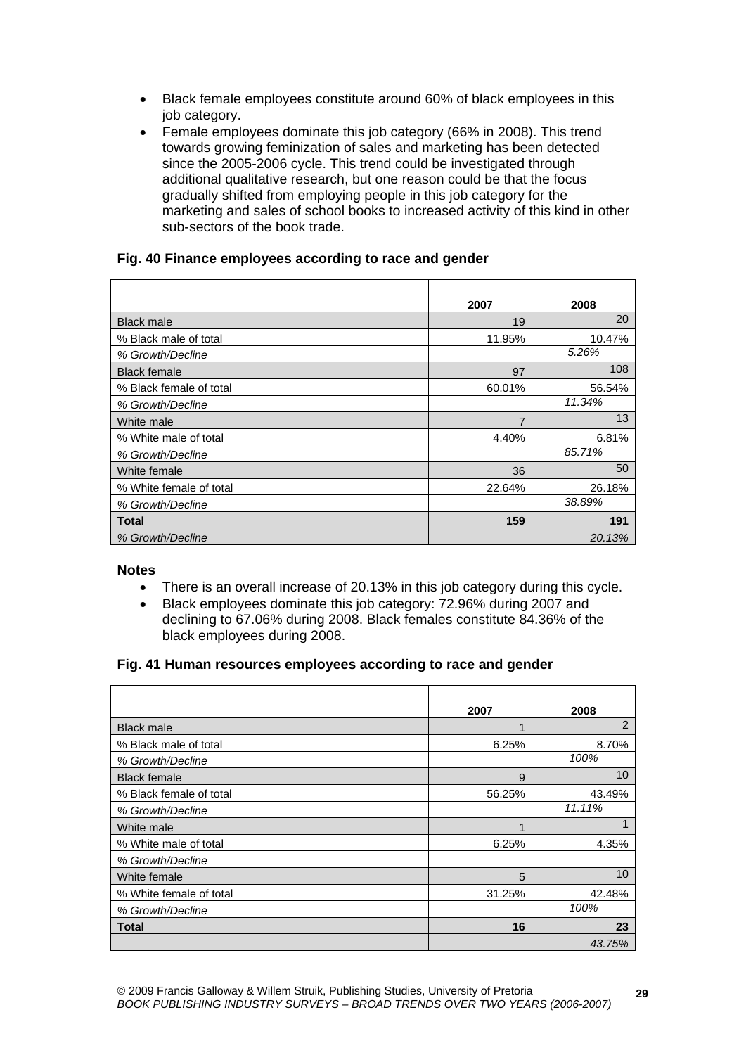- Black female employees constitute around 60% of black employees in this job category.
- Female employees dominate this job category (66% in 2008). This trend towards growing feminization of sales and marketing has been detected since the 2005-2006 cycle. This trend could be investigated through additional qualitative research, but one reason could be that the focus gradually shifted from employing people in this job category for the marketing and sales of school books to increased activity of this kind in other sub-sectors of the book trade.

### Fig. 40 Finance employees according to race and gender

| | 2007 | 2008 |
|---|---|---|
| Black male | 19 | 20 |
| % Black male of total | 11.95% | 10.47% |
| *% Growth/Decline* | | *5.26%* |
| Black female | 97 | 108 |
| % Black female of total | 60.01% | 56.54% |
| *% Growth/Decline* | | *11.34%* |
| White male | 7 | 13 |
| % White male of total | 4.40% | 6.81% |
| *% Growth/Decline* | | *85.71%* |
| White female | 36 | 50 |
| % White female of total | 22.64% | 26.18% |
| *% Growth/Decline* | | *38.89%* |
| **Total** | **159** | **191** |
| *% Growth/Decline* | | *20.13%* |

**Notes**

- There is an overall increase of 20.13% in this job category during this cycle.
- Black employees dominate this job category: 72.96% during 2007 and declining to 67.06% during 2008. Black females constitute 84.36% of the black employees during 2008.

### Fig. 41 Human resources employees according to race and gender

| | 2007 | 2008 |
|---|---|---|
| Black male | 1 | 2 |
| % Black male of total | 6.25% | 8.70% |
| *% Growth/Decline* | | *100%* |
| Black female | 9 | 10 |
| % Black female of total | 56.25% | 43.49% |
| *% Growth/Decline* | | *11.11%* |
| White male | 1 | 1 |
| % White male of total | 6.25% | 4.35% |
| *% Growth/Decline* | | |
| White female | 5 | 10 |
| % White female of total | 31.25% | 42.48% |
| *% Growth/Decline* | | *100%* |
| **Total** | **16** | **23** |
| | | *43.75%* |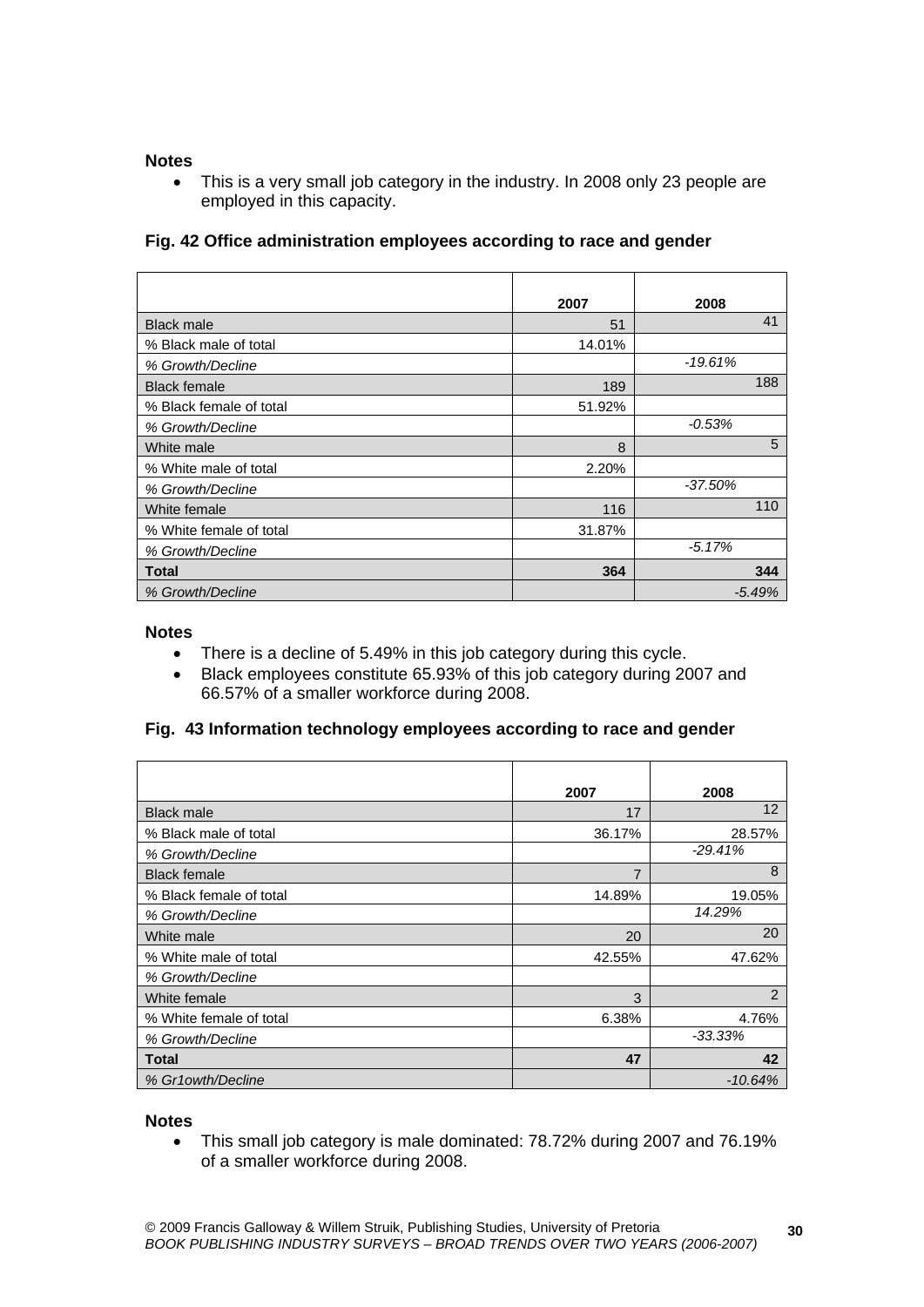**Notes**

- This is a very small job category in the industry. In 2008 only 23 people are employed in this capacity.

**Fig. 42 Office administration employees according to race and gender**

| | 2007 | 2008 |
|---|---|---|
| Black male | 51 | 41 |
| % Black male of total | 14.01% | |
| *% Growth/Decline* | | *-19.61%* |
| Black female | 189 | 188 |
| % Black female of total | 51.92% | |
| *% Growth/Decline* | | *-0.53%* |
| White male | 8 | 5 |
| % White male of total | 2.20% | |
| *% Growth/Decline* | | *-37.50%* |
| White female | 116 | 110 |
| % White female of total | 31.87% | |
| *% Growth/Decline* | | *-5.17%* |
| **Total** | **364** | **344** |
| *% Growth/Decline* | | *-5.49%* |

**Notes**

- There is a decline of 5.49% in this job category during this cycle.
- Black employees constitute 65.93% of this job category during 2007 and 66.57% of a smaller workforce during 2008.

**Fig. 43 Information technology employees according to race and gender**

| | 2007 | 2008 |
|---|---|---|
| Black male | 17 | 12 |
| % Black male of total | 36.17% | 28.57% |
| *% Growth/Decline* | | *-29.41%* |
| Black female | 7 | 8 |
| % Black female of total | 14.89% | 19.05% |
| *% Growth/Decline* | | *14.29%* |
| White male | 20 | 20 |
| % White male of total | 42.55% | 47.62% |
| *% Growth/Decline* | | |
| White female | 3 | 2 |
| % White female of total | 6.38% | 4.76% |
| *% Growth/Decline* | | *-33.33%* |
| **Total** | **47** | **42** |
| *% Gr1owth/Decline* | | *-10.64%* |

**Notes**

- This small job category is male dominated: 78.72% during 2007 and 76.19% of a smaller workforce during 2008.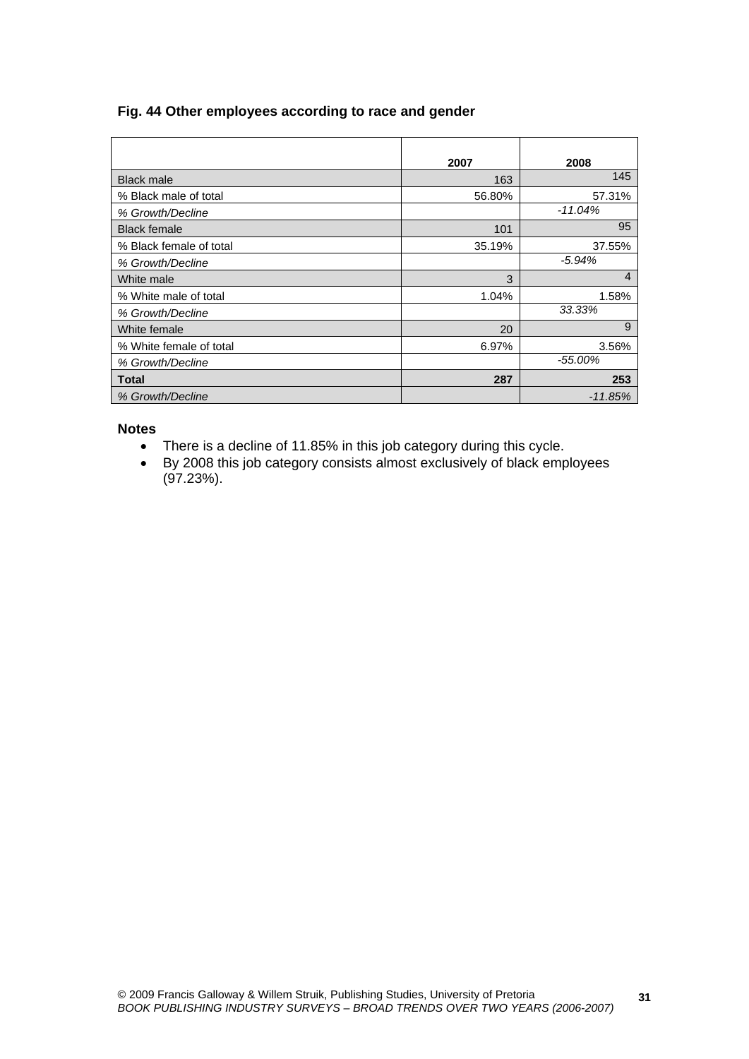**Fig. 44 Other employees according to race and gender**

| | 2007 | 2008 |
|---|---|---|
| Black male | 163 | 145 |
| % Black male of total | 56.80% | 57.31% |
| *% Growth/Decline* | | *-11.04%* |
| Black female | 101 | 95 |
| % Black female of total | 35.19% | 37.55% |
| *% Growth/Decline* | | *-5.94%* |
| White male | 3 | 4 |
| % White male of total | 1.04% | 1.58% |
| *% Growth/Decline* | | *33.33%* |
| White female | 20 | 9 |
| % White female of total | 6.97% | 3.56% |
| *% Growth/Decline* | | *-55.00%* |
| **Total** | **287** | **253** |
| *% Growth/Decline* | | *-11.85%* |

**Notes**

- There is a decline of 11.85% in this job category during this cycle.
- By 2008 this job category consists almost exclusively of black employees (97.23%).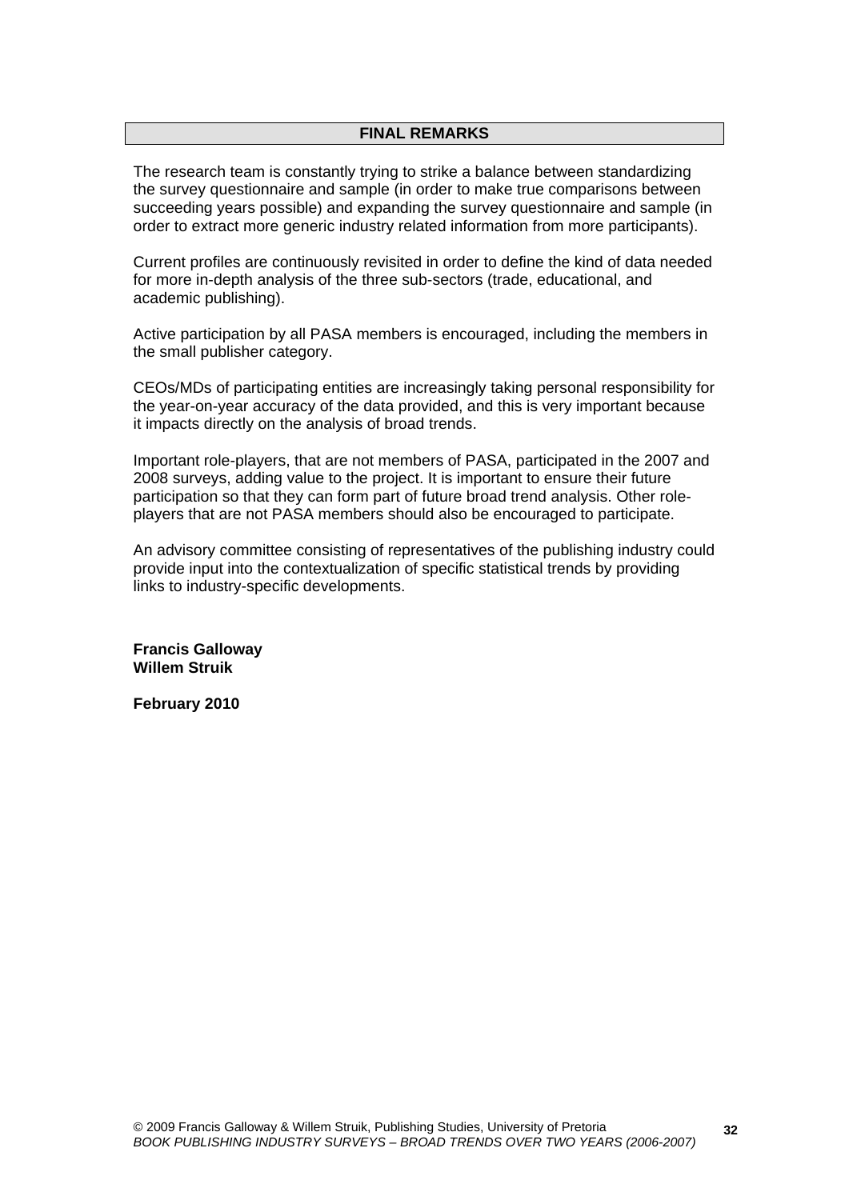## FINAL REMARKS

The research team is constantly trying to strike a balance between standardizing the survey questionnaire and sample (in order to make true comparisons between succeeding years possible) and expanding the survey questionnaire and sample (in order to extract more generic industry related information from more participants).

Current profiles are continuously revisited in order to define the kind of data needed for more in-depth analysis of the three sub-sectors (trade, educational, and academic publishing).

Active participation by all PASA members is encouraged, including the members in the small publisher category.

CEOs/MDs of participating entities are increasingly taking personal responsibility for the year-on-year accuracy of the data provided, and this is very important because it impacts directly on the analysis of broad trends.

Important role-players, that are not members of PASA, participated in the 2007 and 2008 surveys, adding value to the project. It is important to ensure their future participation so that they can form part of future broad trend analysis. Other role-players that are not PASA members should also be encouraged to participate.

An advisory committee consisting of representatives of the publishing industry could provide input into the contextualization of specific statistical trends by providing links to industry-specific developments.

**Francis Galloway**
**Willem Struik**

**February 2010**